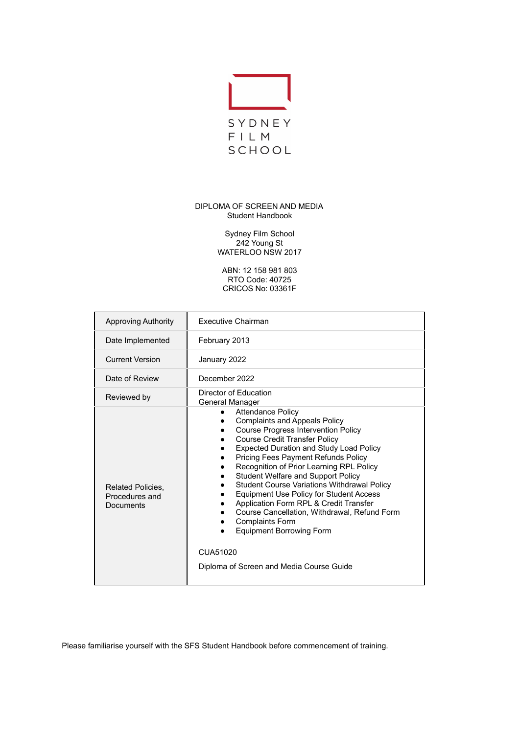SYDNEY
FILM
SCHOOL

DIPLOMA OF SCREEN AND MEDIA
Student Handbook

Sydney Film School
242 Young St
WATERLOO NSW 2017

ABN: 12 158 981 803
RTO Code: 40725
CRICOS No: 03361F

| | |
|---|---|
| Approving Authority | Executive Chairman |
| Date Implemented | February 2013 |
| Current Version | January 2022 |
| Date of Review | December 2022 |
| Reviewed by | Director of Education<br>General Manager |
| Related Policies, Procedures and Documents | • Attendance Policy<br>• Complaints and Appeals Policy<br>• Course Progress Intervention Policy<br>• Course Credit Transfer Policy<br>• Expected Duration and Study Load Policy<br>• Pricing Fees Payment Refunds Policy<br>• Recognition of Prior Learning RPL Policy<br>• Student Welfare and Support Policy<br>• Student Course Variations Withdrawal Policy<br>• Equipment Use Policy for Student Access<br>• Application Form RPL & Credit Transfer<br>• Course Cancellation, Withdrawal, Refund Form<br>• Complaints Form<br>• Equipment Borrowing Form<br><br>CUA51020<br><br>Diploma of Screen and Media Course Guide |

Please familiarise yourself with the SFS Student Handbook before commencement of training.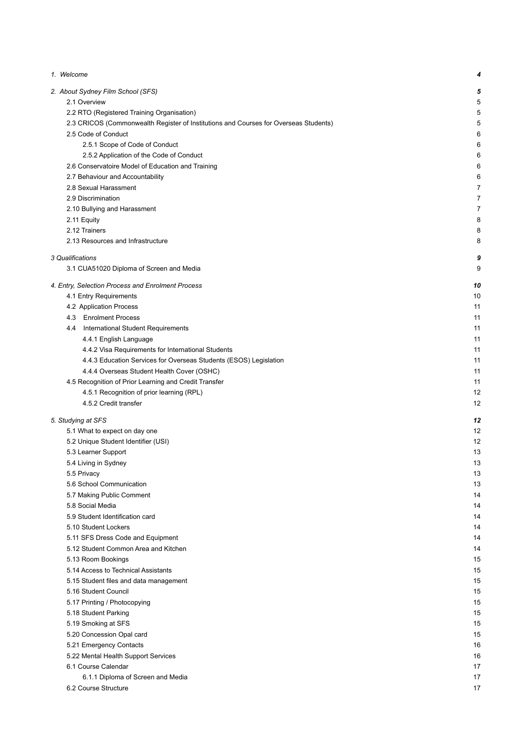| | |
|---|---|
| *1. Welcome* | ***4*** |
| *2. About Sydney Film School (SFS)* | ***5*** |
| 2.1 Overview | 5 |
| 2.2 RTO (Registered Training Organisation) | 5 |
| 2.3 CRICOS (Commonwealth Register of Institutions and Courses for Overseas Students) | 5 |
| 2.5 Code of Conduct | 6 |
| 2.5.1 Scope of Code of Conduct | 6 |
| 2.5.2 Application of the Code of Conduct | 6 |
| 2.6 Conservatoire Model of Education and Training | 6 |
| 2.7 Behaviour and Accountability | 6 |
| 2.8 Sexual Harassment | 7 |
| 2.9 Discrimination | 7 |
| 2.10 Bullying and Harassment | 7 |
| 2.11 Equity | 8 |
| 2.12 Trainers | 8 |
| 2.13 Resources and Infrastructure | 8 |
| *3 Qualifications* | ***9*** |
| 3.1 CUA51020 Diploma of Screen and Media | 9 |
| *4. Entry, Selection Process and Enrolment Process* | ***10*** |
| 4.1 Entry Requirements | 10 |
| 4.2 Application Process | 11 |
| 4.3 Enrolment Process | 11 |
| 4.4 International Student Requirements | 11 |
| 4.4.1 English Language | 11 |
| 4.4.2 Visa Requirements for International Students | 11 |
| 4.4.3 Education Services for Overseas Students (ESOS) Legislation | 11 |
| 4.4.4 Overseas Student Health Cover (OSHC) | 11 |
| 4.5 Recognition of Prior Learning and Credit Transfer | 11 |
| 4.5.1 Recognition of prior learning (RPL) | 12 |
| 4.5.2 Credit transfer | 12 |
| *5. Studying at SFS* | ***12*** |
| 5.1 What to expect on day one | 12 |
| 5.2 Unique Student Identifier (USI) | 12 |
| 5.3 Learner Support | 13 |
| 5.4 Living in Sydney | 13 |
| 5.5 Privacy | 13 |
| 5.6 School Communication | 13 |
| 5.7 Making Public Comment | 14 |
| 5.8 Social Media | 14 |
| 5.9 Student Identification card | 14 |
| 5.10 Student Lockers | 14 |
| 5.11 SFS Dress Code and Equipment | 14 |
| 5.12 Student Common Area and Kitchen | 14 |
| 5.13 Room Bookings | 15 |
| 5.14 Access to Technical Assistants | 15 |
| 5.15 Student files and data management | 15 |
| 5.16 Student Council | 15 |
| 5.17 Printing / Photocopying | 15 |
| 5.18 Student Parking | 15 |
| 5.19 Smoking at SFS | 15 |
| 5.20 Concession Opal card | 15 |
| 5.21 Emergency Contacts | 16 |
| 5.22 Mental Health Support Services | 16 |
| 6.1 Course Calendar | 17 |
| 6.1.1 Diploma of Screen and Media | 17 |
| 6.2 Course Structure | 17 |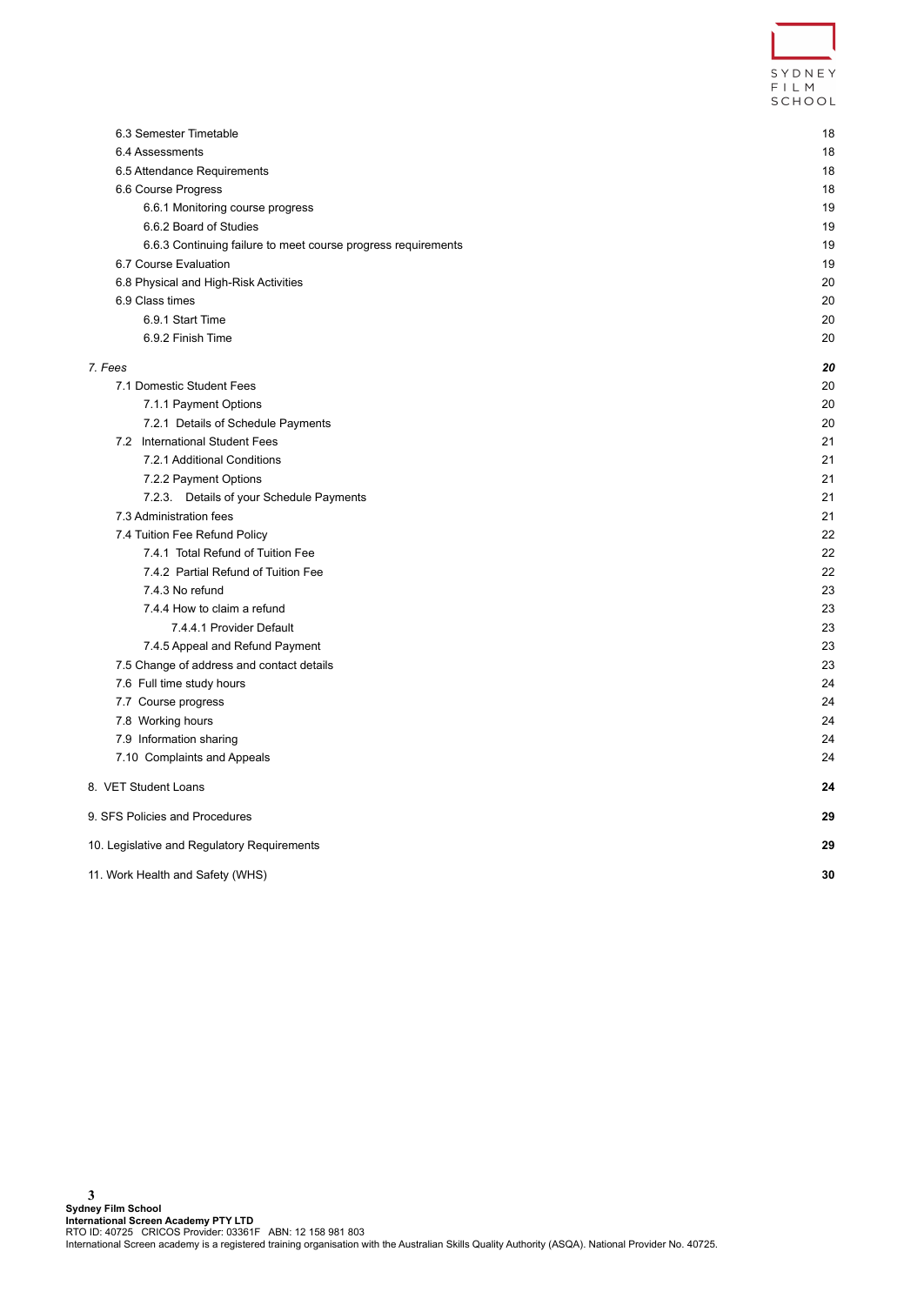| | |
|---|---|
| 6.3 Semester Timetable | 18 |
| 6.4 Assessments | 18 |
| 6.5 Attendance Requirements | 18 |
| 6.6 Course Progress | 18 |
| 6.6.1 Monitoring course progress | 19 |
| 6.6.2 Board of Studies | 19 |
| 6.6.3 Continuing failure to meet course progress requirements | 19 |
| 6.7 Course Evaluation | 19 |
| 6.8 Physical and High-Risk Activities | 20 |
| 6.9 Class times | 20 |
| 6.9.1 Start Time | 20 |
| 6.9.2 Finish Time | 20 |
| *7. Fees* | ***20*** |
| 7.1 Domestic Student Fees | 20 |
| 7.1.1 Payment Options | 20 |
| 7.2.1 Details of Schedule Payments | 20 |
| 7.2 International Student Fees | 21 |
| 7.2.1 Additional Conditions | 21 |
| 7.2.2 Payment Options | 21 |
| 7.2.3. Details of your Schedule Payments | 21 |
| 7.3 Administration fees | 21 |
| 7.4 Tuition Fee Refund Policy | 22 |
| 7.4.1 Total Refund of Tuition Fee | 22 |
| 7.4.2 Partial Refund of Tuition Fee | 22 |
| 7.4.3 No refund | 23 |
| 7.4.4 How to claim a refund | 23 |
| 7.4.4.1 Provider Default | 23 |
| 7.4.5 Appeal and Refund Payment | 23 |
| 7.5 Change of address and contact details | 23 |
| 7.6 Full time study hours | 24 |
| 7.7 Course progress | 24 |
| 7.8 Working hours | 24 |
| 7.9 Information sharing | 24 |
| 7.10 Complaints and Appeals | 24 |
| 8. VET Student Loans | **24** |
| 9. SFS Policies and Procedures | **29** |
| 10. Legislative and Regulatory Requirements | **29** |
| 11. Work Health and Safety (WHS) | **30** |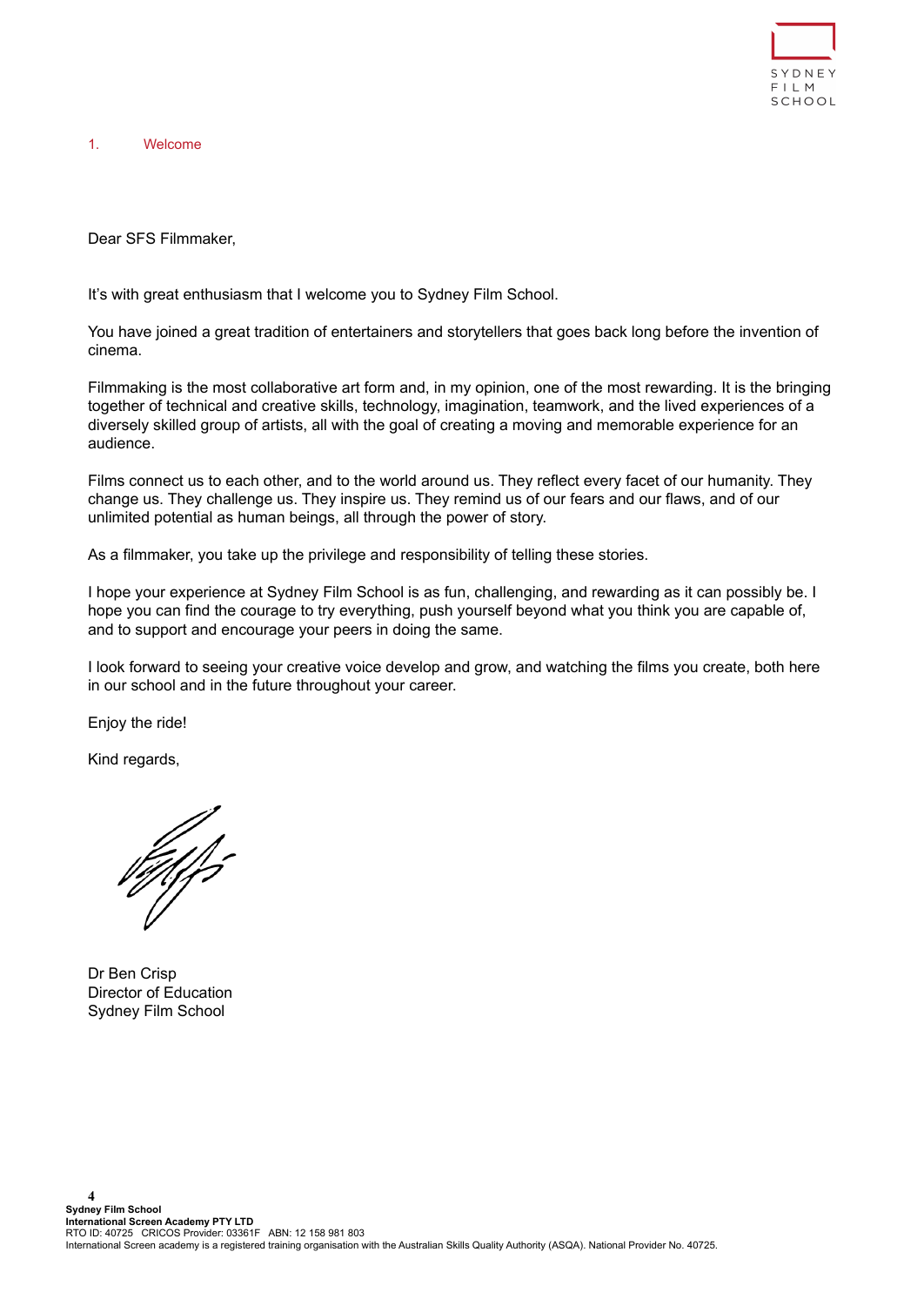# 1. Welcome

Dear SFS Filmmaker,

It's with great enthusiasm that I welcome you to Sydney Film School.

You have joined a great tradition of entertainers and storytellers that goes back long before the invention of cinema.

Filmmaking is the most collaborative art form and, in my opinion, one of the most rewarding. It is the bringing together of technical and creative skills, technology, imagination, teamwork, and the lived experiences of a diversely skilled group of artists, all with the goal of creating a moving and memorable experience for an audience.

Films connect us to each other, and to the world around us. They reflect every facet of our humanity. They change us. They challenge us. They inspire us. They remind us of our fears and our flaws, and of our unlimited potential as human beings, all through the power of story.

As a filmmaker, you take up the privilege and responsibility of telling these stories.

I hope your experience at Sydney Film School is as fun, challenging, and rewarding as it can possibly be. I hope you can find the courage to try everything, push yourself beyond what you think you are capable of, and to support and encourage your peers in doing the same.

I look forward to seeing your creative voice develop and grow, and watching the films you create, both here in our school and in the future throughout your career.

Enjoy the ride!

Kind regards,

Dr Ben Crisp
Director of Education
Sydney Film School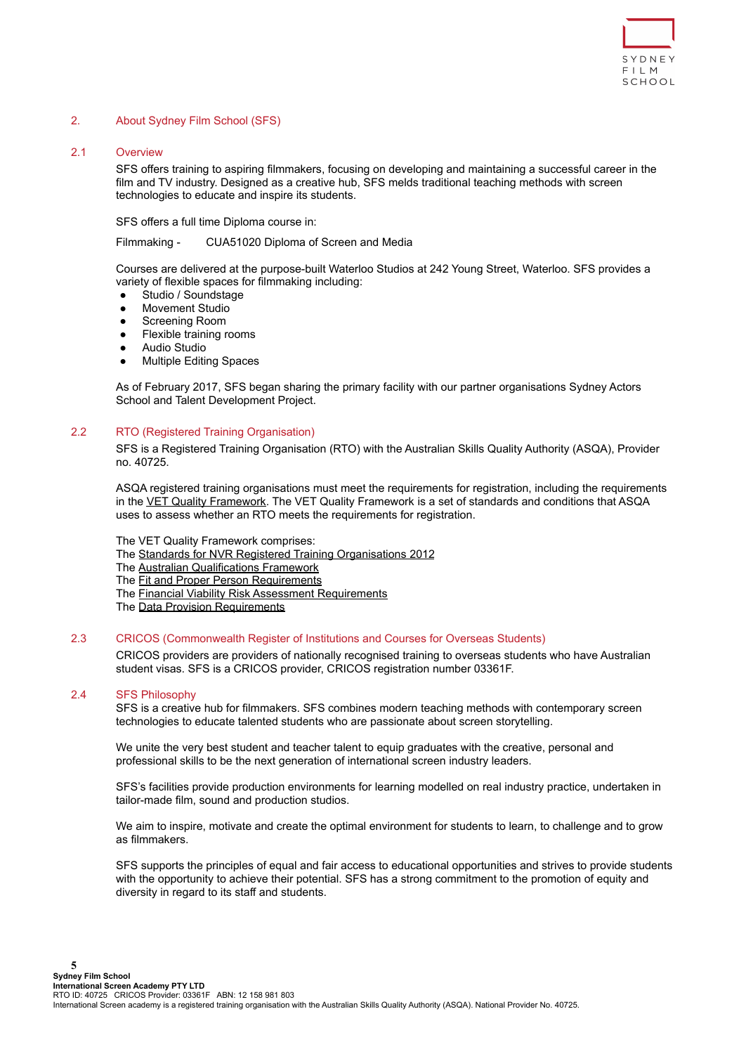## 2. About Sydney Film School (SFS)

### 2.1 Overview

SFS offers training to aspiring filmmakers, focusing on developing and maintaining a successful career in the film and TV industry. Designed as a creative hub, SFS melds traditional teaching methods with screen technologies to educate and inspire its students.

SFS offers a full time Diploma course in:

Filmmaking - CUA51020 Diploma of Screen and Media

Courses are delivered at the purpose-built Waterloo Studios at 242 Young Street, Waterloo. SFS provides a variety of flexible spaces for filmmaking including:

- Studio / Soundstage
- Movement Studio
- Screening Room
- Flexible training rooms
- Audio Studio
- Multiple Editing Spaces

As of February 2017, SFS began sharing the primary facility with our partner organisations Sydney Actors School and Talent Development Project.

### 2.2 RTO (Registered Training Organisation)

SFS is a Registered Training Organisation (RTO) with the Australian Skills Quality Authority (ASQA), Provider no. 40725.

ASQA registered training organisations must meet the requirements for registration, including the requirements in the VET Quality Framework. The VET Quality Framework is a set of standards and conditions that ASQA uses to assess whether an RTO meets the requirements for registration.

The VET Quality Framework comprises:
The Standards for NVR Registered Training Organisations 2012
The Australian Qualifications Framework
The Fit and Proper Person Requirements
The Financial Viability Risk Assessment Requirements
The Data Provision Requirements

### 2.3 CRICOS (Commonwealth Register of Institutions and Courses for Overseas Students)

CRICOS providers are providers of nationally recognised training to overseas students who have Australian student visas. SFS is a CRICOS provider, CRICOS registration number 03361F.

### 2.4 SFS Philosophy

SFS is a creative hub for filmmakers. SFS combines modern teaching methods with contemporary screen technologies to educate talented students who are passionate about screen storytelling.

We unite the very best student and teacher talent to equip graduates with the creative, personal and professional skills to be the next generation of international screen industry leaders.

SFS's facilities provide production environments for learning modelled on real industry practice, undertaken in tailor-made film, sound and production studios.

We aim to inspire, motivate and create the optimal environment for students to learn, to challenge and to grow as filmmakers.

SFS supports the principles of equal and fair access to educational opportunities and strives to provide students with the opportunity to achieve their potential. SFS has a strong commitment to the promotion of equity and diversity in regard to its staff and students.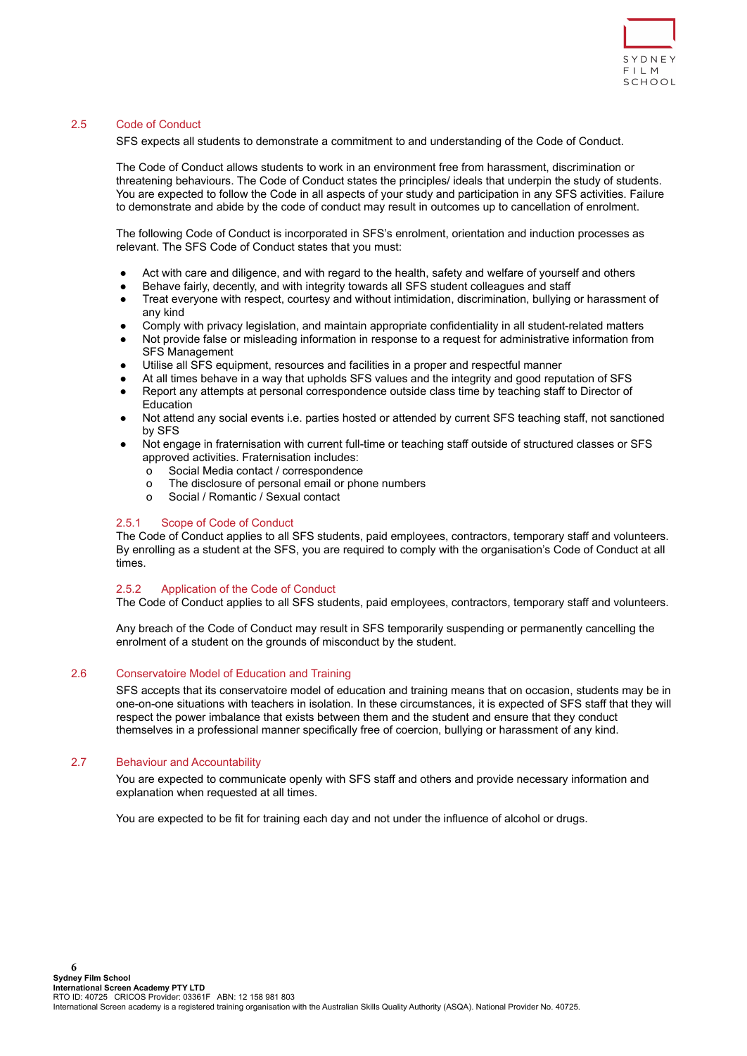## 2.5 Code of Conduct

SFS expects all students to demonstrate a commitment to and understanding of the Code of Conduct.

The Code of Conduct allows students to work in an environment free from harassment, discrimination or threatening behaviours. The Code of Conduct states the principles/ ideals that underpin the study of students. You are expected to follow the Code in all aspects of your study and participation in any SFS activities. Failure to demonstrate and abide by the code of conduct may result in outcomes up to cancellation of enrolment.

The following Code of Conduct is incorporated in SFS's enrolment, orientation and induction processes as relevant. The SFS Code of Conduct states that you must:

- Act with care and diligence, and with regard to the health, safety and welfare of yourself and others
- Behave fairly, decently, and with integrity towards all SFS student colleagues and staff
- Treat everyone with respect, courtesy and without intimidation, discrimination, bullying or harassment of any kind
- Comply with privacy legislation, and maintain appropriate confidentiality in all student-related matters
- Not provide false or misleading information in response to a request for administrative information from SFS Management
- Utilise all SFS equipment, resources and facilities in a proper and respectful manner
- At all times behave in a way that upholds SFS values and the integrity and good reputation of SFS
- Report any attempts at personal correspondence outside class time by teaching staff to Director of Education
- Not attend any social events i.e. parties hosted or attended by current SFS teaching staff, not sanctioned by SFS
- Not engage in fraternisation with current full-time or teaching staff outside of structured classes or SFS approved activities. Fraternisation includes:
  - Social Media contact / correspondence
  - The disclosure of personal email or phone numbers
  - Social / Romantic / Sexual contact

### 2.5.1 Scope of Code of Conduct

The Code of Conduct applies to all SFS students, paid employees, contractors, temporary staff and volunteers. By enrolling as a student at the SFS, you are required to comply with the organisation's Code of Conduct at all times.

### 2.5.2 Application of the Code of Conduct

The Code of Conduct applies to all SFS students, paid employees, contractors, temporary staff and volunteers.

Any breach of the Code of Conduct may result in SFS temporarily suspending or permanently cancelling the enrolment of a student on the grounds of misconduct by the student.

## 2.6 Conservatoire Model of Education and Training

SFS accepts that its conservatoire model of education and training means that on occasion, students may be in one-on-one situations with teachers in isolation. In these circumstances, it is expected of SFS staff that they will respect the power imbalance that exists between them and the student and ensure that they conduct themselves in a professional manner specifically free of coercion, bullying or harassment of any kind.

## 2.7 Behaviour and Accountability

You are expected to communicate openly with SFS staff and others and provide necessary information and explanation when requested at all times.

You are expected to be fit for training each day and not under the influence of alcohol or drugs.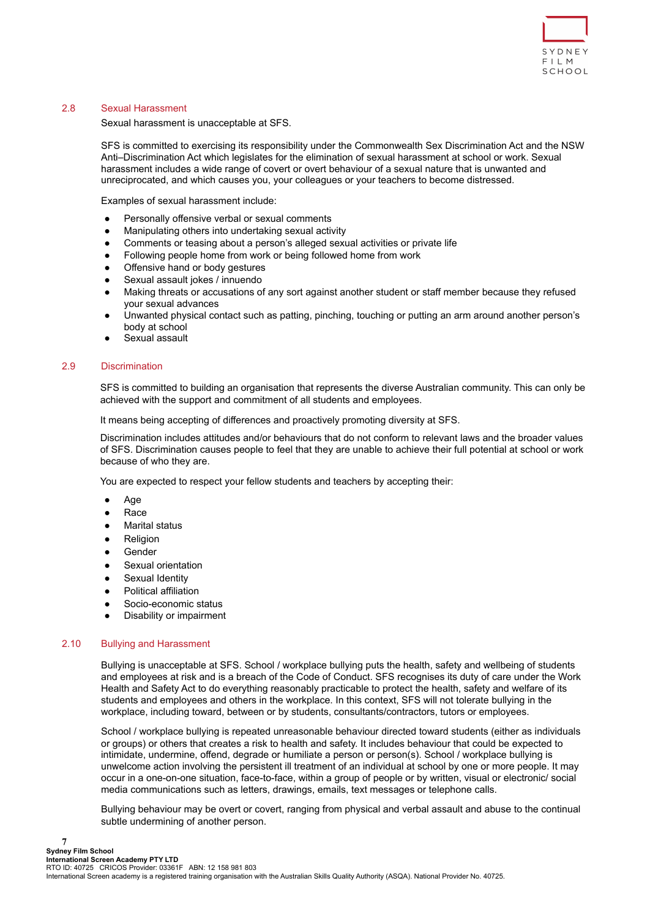## 2.8 Sexual Harassment

Sexual harassment is unacceptable at SFS.

SFS is committed to exercising its responsibility under the Commonwealth Sex Discrimination Act and the NSW Anti–Discrimination Act which legislates for the elimination of sexual harassment at school or work. Sexual harassment includes a wide range of covert or overt behaviour of a sexual nature that is unwanted and unreciprocated, and which causes you, your colleagues or your teachers to become distressed.

Examples of sexual harassment include:

- Personally offensive verbal or sexual comments
- Manipulating others into undertaking sexual activity
- Comments or teasing about a person's alleged sexual activities or private life
- Following people home from work or being followed home from work
- Offensive hand or body gestures
- Sexual assault jokes / innuendo
- Making threats or accusations of any sort against another student or staff member because they refused your sexual advances
- Unwanted physical contact such as patting, pinching, touching or putting an arm around another person's body at school
- Sexual assault

## 2.9 Discrimination

SFS is committed to building an organisation that represents the diverse Australian community. This can only be achieved with the support and commitment of all students and employees.

It means being accepting of differences and proactively promoting diversity at SFS.

Discrimination includes attitudes and/or behaviours that do not conform to relevant laws and the broader values of SFS. Discrimination causes people to feel that they are unable to achieve their full potential at school or work because of who they are.

You are expected to respect your fellow students and teachers by accepting their:

- Age
- Race
- Marital status
- Religion
- Gender
- Sexual orientation
- Sexual Identity
- Political affiliation
- Socio-economic status
- Disability or impairment

## 2.10 Bullying and Harassment

Bullying is unacceptable at SFS. School / workplace bullying puts the health, safety and wellbeing of students and employees at risk and is a breach of the Code of Conduct. SFS recognises its duty of care under the Work Health and Safety Act to do everything reasonably practicable to protect the health, safety and welfare of its students and employees and others in the workplace. In this context, SFS will not tolerate bullying in the workplace, including toward, between or by students, consultants/contractors, tutors or employees.

School / workplace bullying is repeated unreasonable behaviour directed toward students (either as individuals or groups) or others that creates a risk to health and safety. It includes behaviour that could be expected to intimidate, undermine, offend, degrade or humiliate a person or person(s). School / workplace bullying is unwelcome action involving the persistent ill treatment of an individual at school by one or more people. It may occur in a one-on-one situation, face-to-face, within a group of people or by written, visual or electronic/ social media communications such as letters, drawings, emails, text messages or telephone calls.

Bullying behaviour may be overt or covert, ranging from physical and verbal assault and abuse to the continual subtle undermining of another person.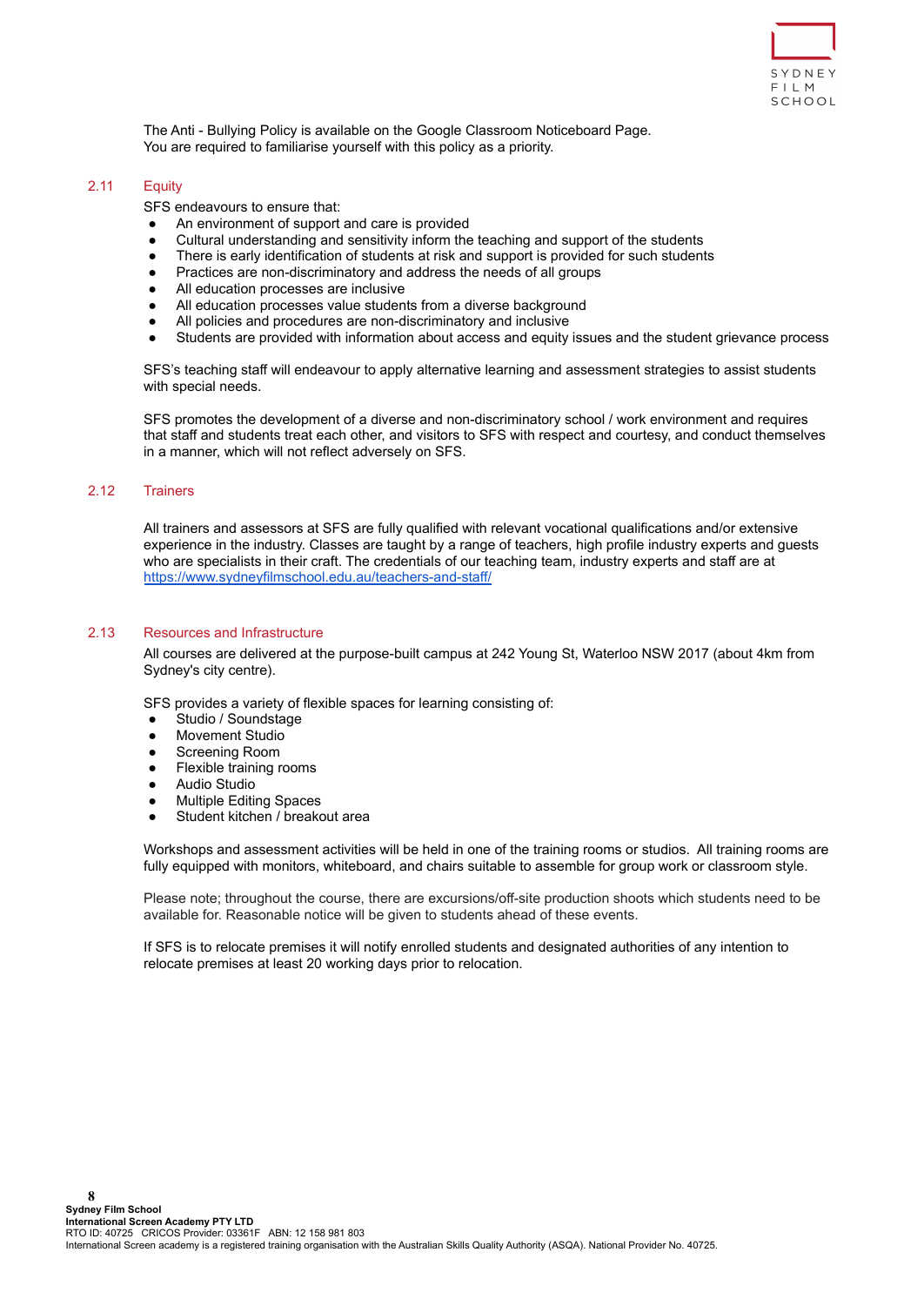The Anti - Bullying Policy is available on the Google Classroom Noticeboard Page.
You are required to familiarise yourself with this policy as a priority.

## 2.11 Equity

SFS endeavours to ensure that:

- An environment of support and care is provided
- Cultural understanding and sensitivity inform the teaching and support of the students
- There is early identification of students at risk and support is provided for such students
- Practices are non-discriminatory and address the needs of all groups
- All education processes are inclusive
- All education processes value students from a diverse background
- All policies and procedures are non-discriminatory and inclusive
- Students are provided with information about access and equity issues and the student grievance process

SFS's teaching staff will endeavour to apply alternative learning and assessment strategies to assist students with special needs.

SFS promotes the development of a diverse and non-discriminatory school / work environment and requires that staff and students treat each other, and visitors to SFS with respect and courtesy, and conduct themselves in a manner, which will not reflect adversely on SFS.

## 2.12 Trainers

All trainers and assessors at SFS are fully qualified with relevant vocational qualifications and/or extensive experience in the industry. Classes are taught by a range of teachers, high profile industry experts and guests who are specialists in their craft. The credentials of our teaching team, industry experts and staff are at https://www.sydneyfilmschool.edu.au/teachers-and-staff/

## 2.13 Resources and Infrastructure

All courses are delivered at the purpose-built campus at 242 Young St, Waterloo NSW 2017 (about 4km from Sydney's city centre).

SFS provides a variety of flexible spaces for learning consisting of:

- Studio / Soundstage
- Movement Studio
- Screening Room
- Flexible training rooms
- Audio Studio
- Multiple Editing Spaces
- Student kitchen / breakout area

Workshops and assessment activities will be held in one of the training rooms or studios. All training rooms are fully equipped with monitors, whiteboard, and chairs suitable to assemble for group work or classroom style.

Please note; throughout the course, there are excursions/off-site production shoots which students need to be available for. Reasonable notice will be given to students ahead of these events.

If SFS is to relocate premises it will notify enrolled students and designated authorities of any intention to relocate premises at least 20 working days prior to relocation.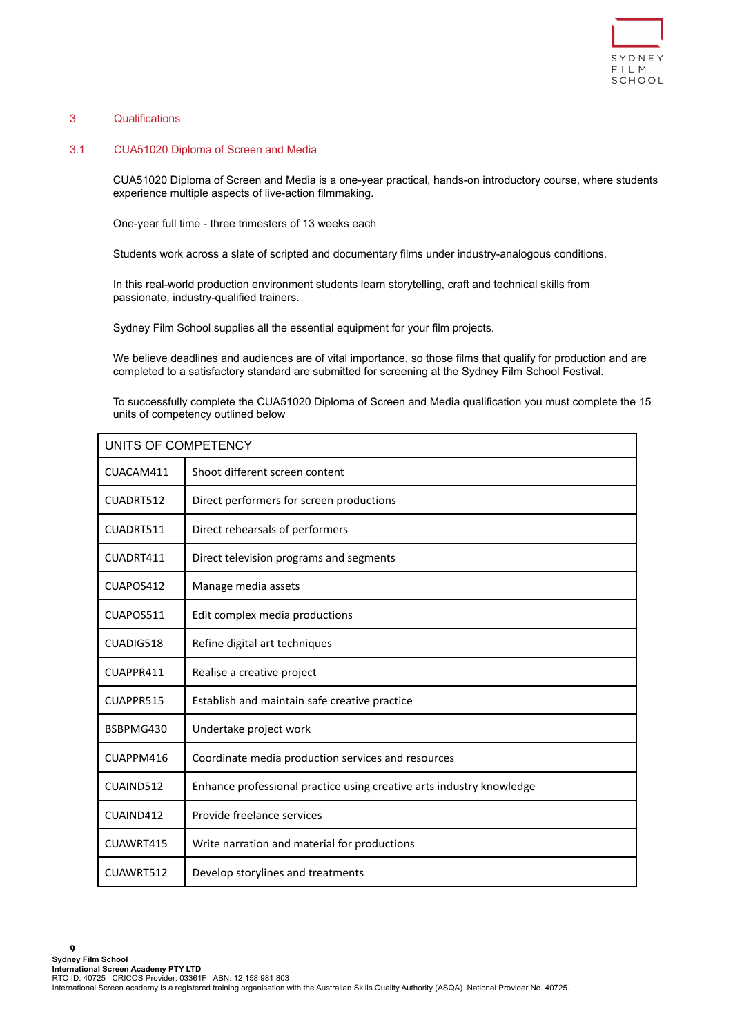## 3 Qualifications

### 3.1 CUA51020 Diploma of Screen and Media

CUA51020 Diploma of Screen and Media is a one-year practical, hands-on introductory course, where students experience multiple aspects of live-action filmmaking.

One-year full time - three trimesters of 13 weeks each

Students work across a slate of scripted and documentary films under industry-analogous conditions.

In this real-world production environment students learn storytelling, craft and technical skills from passionate, industry-qualified trainers.

Sydney Film School supplies all the essential equipment for your film projects.

We believe deadlines and audiences are of vital importance, so those films that qualify for production and are completed to a satisfactory standard are submitted for screening at the Sydney Film School Festival.

To successfully complete the CUA51020 Diploma of Screen and Media qualification you must complete the 15 units of competency outlined below

| UNITS OF COMPETENCY | |
|---|---|
| CUACAM411 | Shoot different screen content |
| CUADRT512 | Direct performers for screen productions |
| CUADRT511 | Direct rehearsals of performers |
| CUADRT411 | Direct television programs and segments |
| CUAPOS412 | Manage media assets |
| CUAPOS511 | Edit complex media productions |
| CUADIG518 | Refine digital art techniques |
| CUAPPR411 | Realise a creative project |
| CUAPPR515 | Establish and maintain safe creative practice |
| BSBPMG430 | Undertake project work |
| CUAPPM416 | Coordinate media production services and resources |
| CUAIND512 | Enhance professional practice using creative arts industry knowledge |
| CUAIND412 | Provide freelance services |
| CUAWRT415 | Write narration and material for productions |
| CUAWRT512 | Develop storylines and treatments |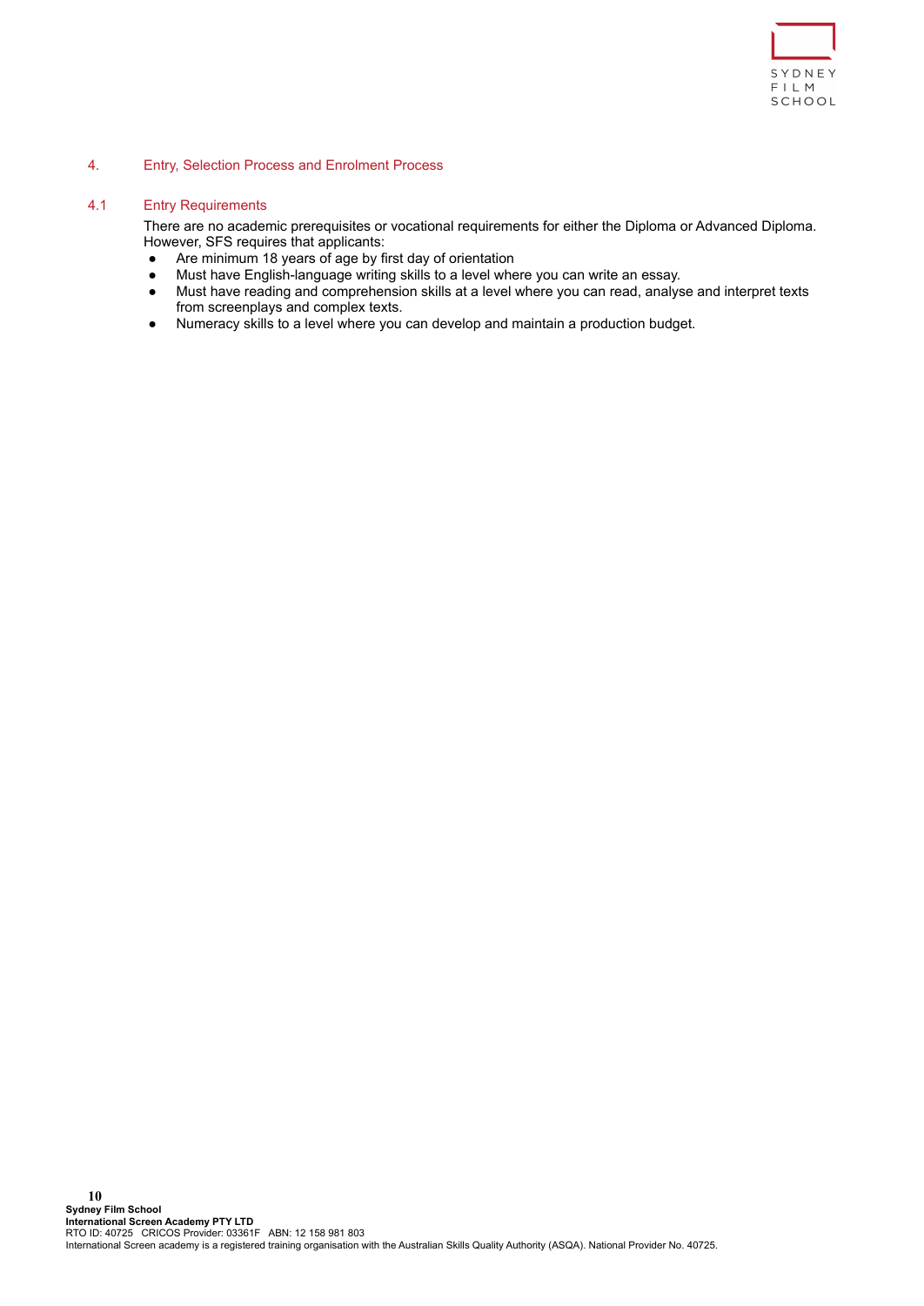## 4. Entry, Selection Process and Enrolment Process

### 4.1 Entry Requirements

There are no academic prerequisites or vocational requirements for either the Diploma or Advanced Diploma. However, SFS requires that applicants:

- Are minimum 18 years of age by first day of orientation
- Must have English-language writing skills to a level where you can write an essay.
- Must have reading and comprehension skills at a level where you can read, analyse and interpret texts from screenplays and complex texts.
- Numeracy skills to a level where you can develop and maintain a production budget.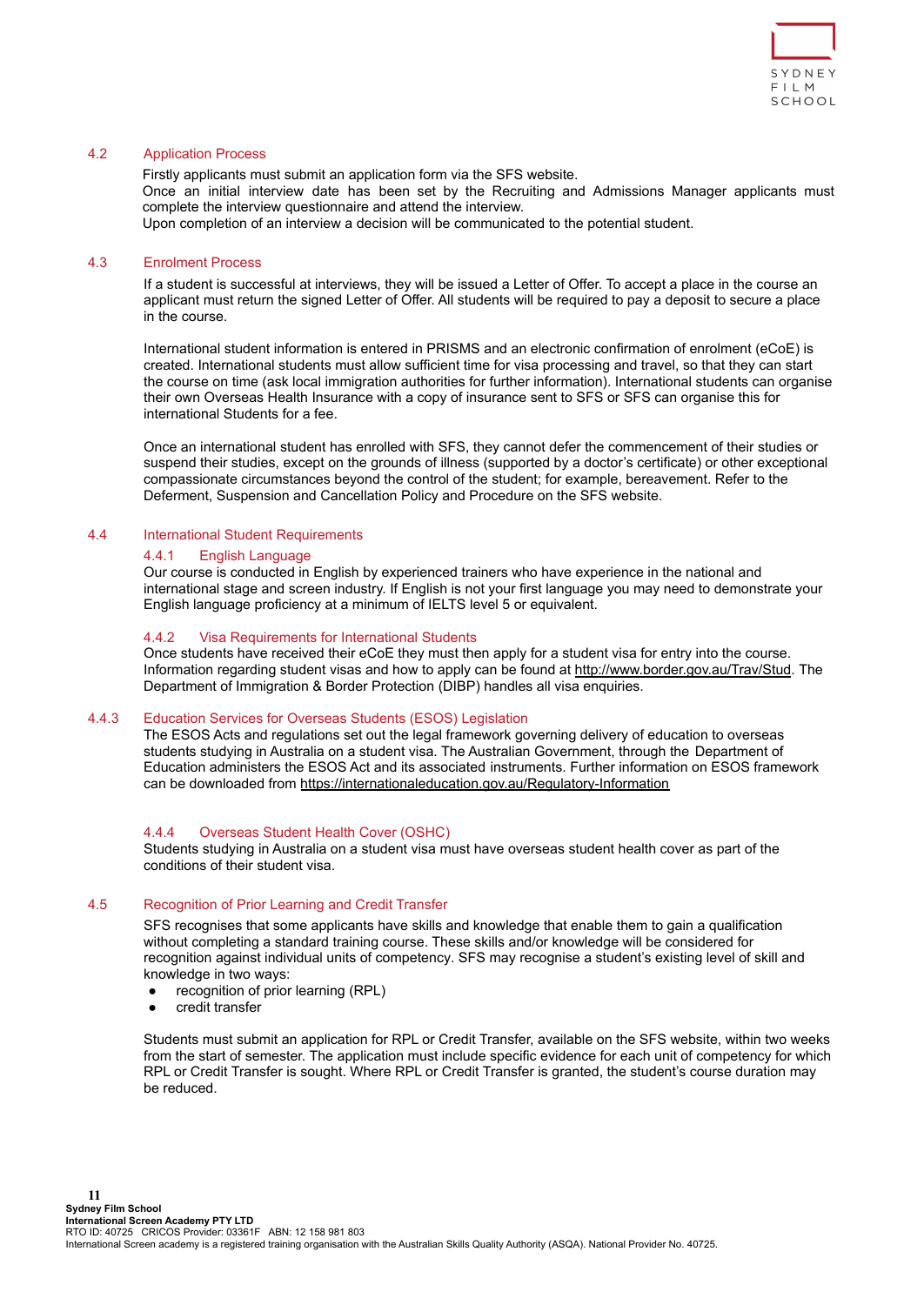## 4.2 Application Process

Firstly applicants must submit an application form via the SFS website.
Once an initial interview date has been set by the Recruiting and Admissions Manager applicants must complete the interview questionnaire and attend the interview.
Upon completion of an interview a decision will be communicated to the potential student.

## 4.3 Enrolment Process

If a student is successful at interviews, they will be issued a Letter of Offer. To accept a place in the course an applicant must return the signed Letter of Offer. All students will be required to pay a deposit to secure a place in the course.

International student information is entered in PRISMS and an electronic confirmation of enrolment (eCoE) is created. International students must allow sufficient time for visa processing and travel, so that they can start the course on time (ask local immigration authorities for further information). International students can organise their own Overseas Health Insurance with a copy of insurance sent to SFS or SFS can organise this for international Students for a fee.

Once an international student has enrolled with SFS, they cannot defer the commencement of their studies or suspend their studies, except on the grounds of illness (supported by a doctor's certificate) or other exceptional compassionate circumstances beyond the control of the student; for example, bereavement. Refer to the Deferment, Suspension and Cancellation Policy and Procedure on the SFS website.

## 4.4 International Student Requirements

### 4.4.1 English Language

Our course is conducted in English by experienced trainers who have experience in the national and international stage and screen industry. If English is not your first language you may need to demonstrate your English language proficiency at a minimum of IELTS level 5 or equivalent.

### 4.4.2 Visa Requirements for International Students

Once students have received their eCoE they must then apply for a student visa for entry into the course. Information regarding student visas and how to apply can be found at http://www.border.gov.au/Trav/Stud. The Department of Immigration & Border Protection (DIBP) handles all visa enquiries.

### 4.4.3 Education Services for Overseas Students (ESOS) Legislation

The ESOS Acts and regulations set out the legal framework governing delivery of education to overseas students studying in Australia on a student visa. The Australian Government, through the Department of Education administers the ESOS Act and its associated instruments. Further information on ESOS framework can be downloaded from https://internationaleducation.gov.au/Regulatory-Information

### 4.4.4 Overseas Student Health Cover (OSHC)

Students studying in Australia on a student visa must have overseas student health cover as part of the conditions of their student visa.

## 4.5 Recognition of Prior Learning and Credit Transfer

SFS recognises that some applicants have skills and knowledge that enable them to gain a qualification without completing a standard training course. These skills and/or knowledge will be considered for recognition against individual units of competency. SFS may recognise a student's existing level of skill and knowledge in two ways:

- recognition of prior learning (RPL)
- credit transfer

Students must submit an application for RPL or Credit Transfer, available on the SFS website, within two weeks from the start of semester. The application must include specific evidence for each unit of competency for which RPL or Credit Transfer is sought. Where RPL or Credit Transfer is granted, the student's course duration may be reduced.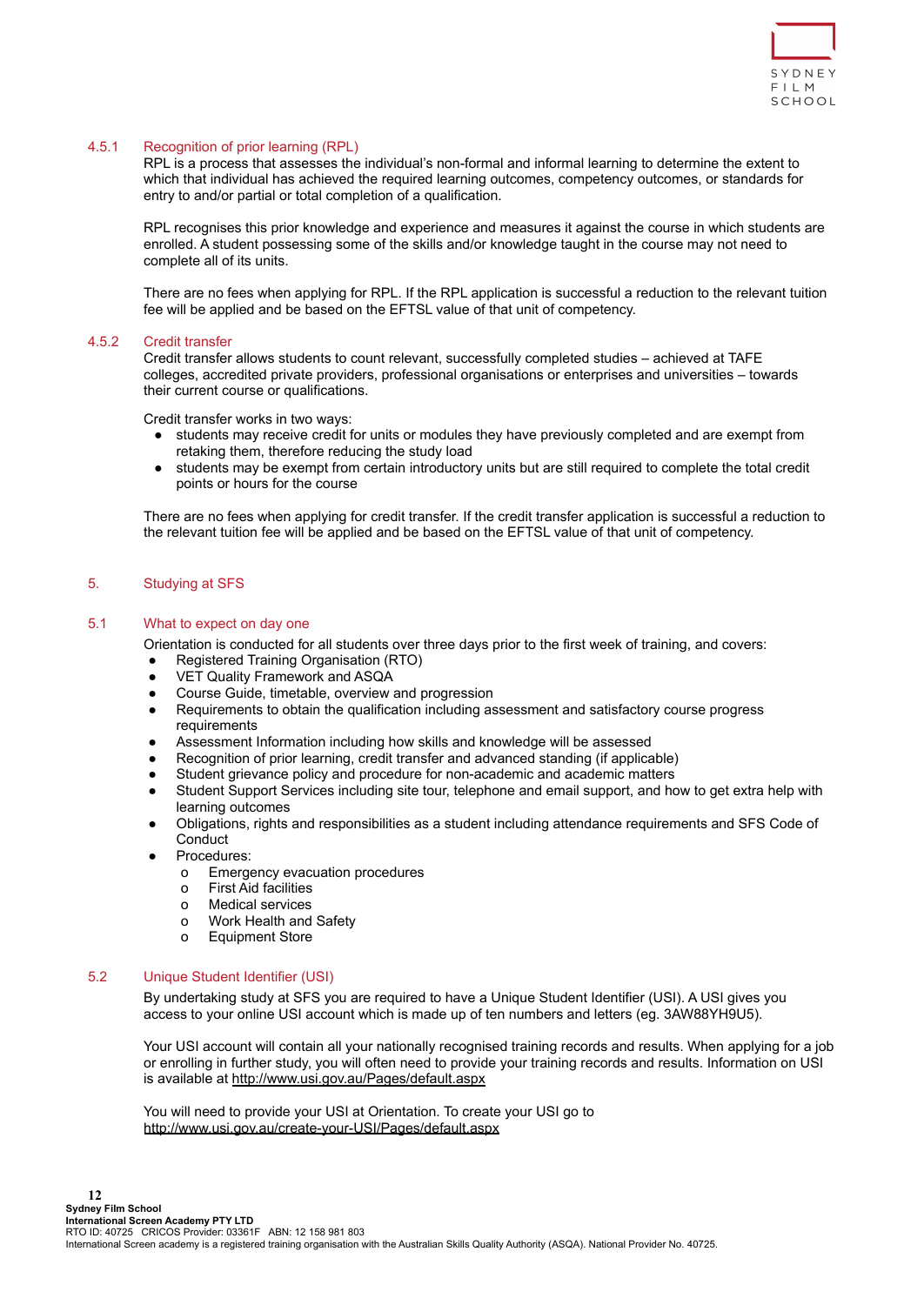### 4.5.1 Recognition of prior learning (RPL)

RPL is a process that assesses the individual's non-formal and informal learning to determine the extent to which that individual has achieved the required learning outcomes, competency outcomes, or standards for entry to and/or partial or total completion of a qualification.

RPL recognises this prior knowledge and experience and measures it against the course in which students are enrolled. A student possessing some of the skills and/or knowledge taught in the course may not need to complete all of its units.

There are no fees when applying for RPL. If the RPL application is successful a reduction to the relevant tuition fee will be applied and be based on the EFTSL value of that unit of competency.

### 4.5.2 Credit transfer

Credit transfer allows students to count relevant, successfully completed studies – achieved at TAFE colleges, accredited private providers, professional organisations or enterprises and universities – towards their current course or qualifications.

Credit transfer works in two ways:

- students may receive credit for units or modules they have previously completed and are exempt from retaking them, therefore reducing the study load
- students may be exempt from certain introductory units but are still required to complete the total credit points or hours for the course

There are no fees when applying for credit transfer. If the credit transfer application is successful a reduction to the relevant tuition fee will be applied and be based on the EFTSL value of that unit of competency.

## 5. Studying at SFS

### 5.1 What to expect on day one

Orientation is conducted for all students over three days prior to the first week of training, and covers:

- Registered Training Organisation (RTO)
- VET Quality Framework and ASQA
- Course Guide, timetable, overview and progression
- Requirements to obtain the qualification including assessment and satisfactory course progress requirements
- Assessment Information including how skills and knowledge will be assessed
- Recognition of prior learning, credit transfer and advanced standing (if applicable)
- Student grievance policy and procedure for non-academic and academic matters
- Student Support Services including site tour, telephone and email support, and how to get extra help with learning outcomes
- Obligations, rights and responsibilities as a student including attendance requirements and SFS Code of Conduct
- Procedures:
  - Emergency evacuation procedures
  - First Aid facilities
  - Medical services
  - Work Health and Safety
  - Equipment Store

### 5.2 Unique Student Identifier (USI)

By undertaking study at SFS you are required to have a Unique Student Identifier (USI). A USI gives you access to your online USI account which is made up of ten numbers and letters (eg. 3AW88YH9U5).

Your USI account will contain all your nationally recognised training records and results. When applying for a job or enrolling in further study, you will often need to provide your training records and results. Information on USI is available at http://www.usi.gov.au/Pages/default.aspx

You will need to provide your USI at Orientation. To create your USI go to http://www.usi.gov.au/create-your-USI/Pages/default.aspx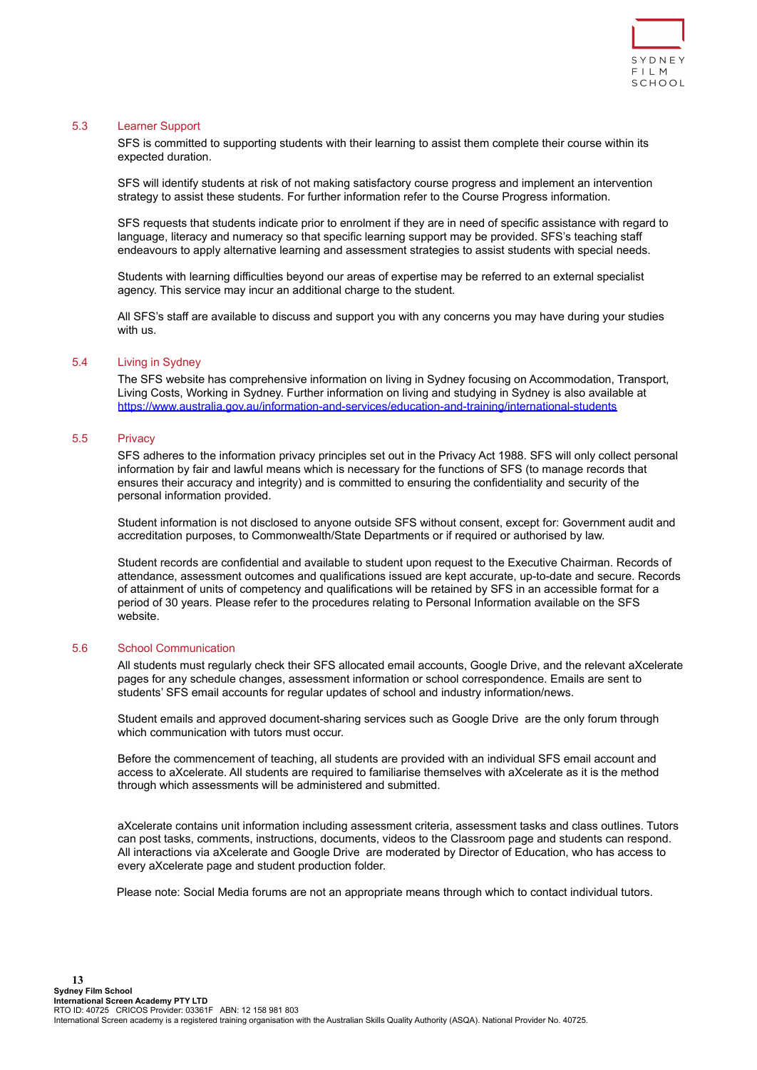## 5.3 Learner Support

SFS is committed to supporting students with their learning to assist them complete their course within its expected duration.

SFS will identify students at risk of not making satisfactory course progress and implement an intervention strategy to assist these students. For further information refer to the Course Progress information.

SFS requests that students indicate prior to enrolment if they are in need of specific assistance with regard to language, literacy and numeracy so that specific learning support may be provided. SFS's teaching staff endeavours to apply alternative learning and assessment strategies to assist students with special needs.

Students with learning difficulties beyond our areas of expertise may be referred to an external specialist agency. This service may incur an additional charge to the student.

All SFS's staff are available to discuss and support you with any concerns you may have during your studies with us.

## 5.4 Living in Sydney

The SFS website has comprehensive information on living in Sydney focusing on Accommodation, Transport, Living Costs, Working in Sydney. Further information on living and studying in Sydney is also available at [https://www.australia.gov.au/information-and-services/education-and-training/international-students](https://www.australia.gov.au/information-and-services/education-and-training/international-students)

## 5.5 Privacy

SFS adheres to the information privacy principles set out in the Privacy Act 1988. SFS will only collect personal information by fair and lawful means which is necessary for the functions of SFS (to manage records that ensures their accuracy and integrity) and is committed to ensuring the confidentiality and security of the personal information provided.

Student information is not disclosed to anyone outside SFS without consent, except for: Government audit and accreditation purposes, to Commonwealth/State Departments or if required or authorised by law.

Student records are confidential and available to student upon request to the Executive Chairman. Records of attendance, assessment outcomes and qualifications issued are kept accurate, up-to-date and secure. Records of attainment of units of competency and qualifications will be retained by SFS in an accessible format for a period of 30 years. Please refer to the procedures relating to Personal Information available on the SFS website.

## 5.6 School Communication

All students must regularly check their SFS allocated email accounts, Google Drive, and the relevant aXcelerate pages for any schedule changes, assessment information or school correspondence. Emails are sent to students' SFS email accounts for regular updates of school and industry information/news.

Student emails and approved document-sharing services such as Google Drive are the only forum through which communication with tutors must occur.

Before the commencement of teaching, all students are provided with an individual SFS email account and access to aXcelerate. All students are required to familiarise themselves with aXcelerate as it is the method through which assessments will be administered and submitted.

aXcelerate contains unit information including assessment criteria, assessment tasks and class outlines. Tutors can post tasks, comments, instructions, documents, videos to the Classroom page and students can respond. All interactions via aXcelerate and Google Drive are moderated by Director of Education, who has access to every aXcelerate page and student production folder.

Please note: Social Media forums are not an appropriate means through which to contact individual tutors.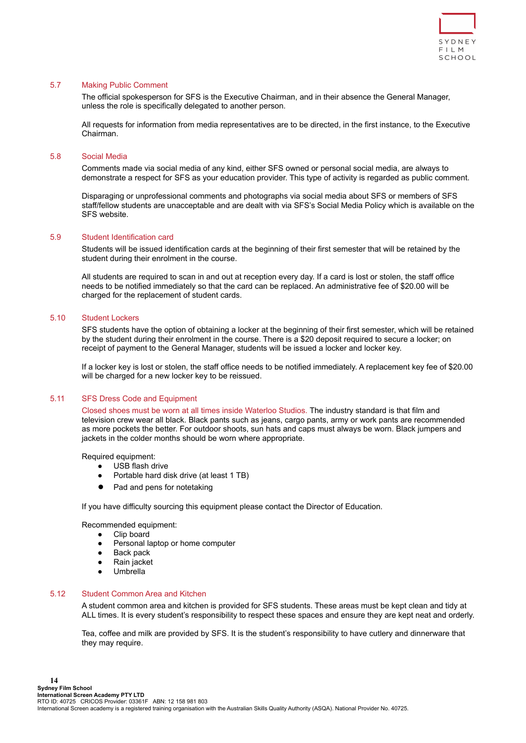## 5.7 Making Public Comment

The official spokesperson for SFS is the Executive Chairman, and in their absence the General Manager, unless the role is specifically delegated to another person.

All requests for information from media representatives are to be directed, in the first instance, to the Executive Chairman.

## 5.8 Social Media

Comments made via social media of any kind, either SFS owned or personal social media, are always to demonstrate a respect for SFS as your education provider. This type of activity is regarded as public comment.

Disparaging or unprofessional comments and photographs via social media about SFS or members of SFS staff/fellow students are unacceptable and are dealt with via SFS's Social Media Policy which is available on the SFS website.

## 5.9 Student Identification card

Students will be issued identification cards at the beginning of their first semester that will be retained by the student during their enrolment in the course.

All students are required to scan in and out at reception every day. If a card is lost or stolen, the staff office needs to be notified immediately so that the card can be replaced. An administrative fee of $20.00 will be charged for the replacement of student cards.

## 5.10 Student Lockers

SFS students have the option of obtaining a locker at the beginning of their first semester, which will be retained by the student during their enrolment in the course. There is a $20 deposit required to secure a locker; on receipt of payment to the General Manager, students will be issued a locker and locker key.

If a locker key is lost or stolen, the staff office needs to be notified immediately. A replacement key fee of $20.00 will be charged for a new locker key to be reissued.

## 5.11 SFS Dress Code and Equipment

Closed shoes must be worn at all times inside Waterloo Studios. The industry standard is that film and television crew wear all black. Black pants such as jeans, cargo pants, army or work pants are recommended as more pockets the better. For outdoor shoots, sun hats and caps must always be worn. Black jumpers and jackets in the colder months should be worn where appropriate.

Required equipment:

- USB flash drive
- Portable hard disk drive (at least 1 TB)
- Pad and pens for notetaking

If you have difficulty sourcing this equipment please contact the Director of Education.

Recommended equipment:

- Clip board
- Personal laptop or home computer
- Back pack
- Rain jacket
- Umbrella

## 5.12 Student Common Area and Kitchen

A student common area and kitchen is provided for SFS students. These areas must be kept clean and tidy at ALL times. It is every student's responsibility to respect these spaces and ensure they are kept neat and orderly.

Tea, coffee and milk are provided by SFS. It is the student's responsibility to have cutlery and dinnerware that they may require.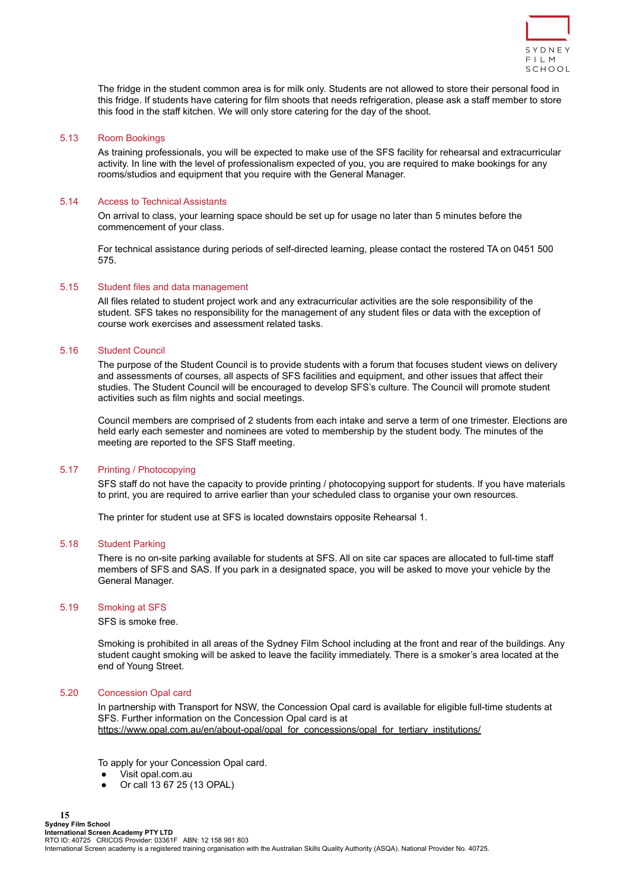The fridge in the student common area is for milk only. Students are not allowed to store their personal food in this fridge. If students have catering for film shoots that needs refrigeration, please ask a staff member to store this food in the staff kitchen. We will only store catering for the day of the shoot.

### 5.13 Room Bookings

As training professionals, you will be expected to make use of the SFS facility for rehearsal and extracurricular activity. In line with the level of professionalism expected of you, you are required to make bookings for any rooms/studios and equipment that you require with the General Manager.

### 5.14 Access to Technical Assistants

On arrival to class, your learning space should be set up for usage no later than 5 minutes before the commencement of your class.

For technical assistance during periods of self-directed learning, please contact the rostered TA on 0451 500 575.

### 5.15 Student files and data management

All files related to student project work and any extracurricular activities are the sole responsibility of the student. SFS takes no responsibility for the management of any student files or data with the exception of course work exercises and assessment related tasks.

### 5.16 Student Council

The purpose of the Student Council is to provide students with a forum that focuses student views on delivery and assessments of courses, all aspects of SFS facilities and equipment, and other issues that affect their studies. The Student Council will be encouraged to develop SFS's culture. The Council will promote student activities such as film nights and social meetings.

Council members are comprised of 2 students from each intake and serve a term of one trimester. Elections are held early each semester and nominees are voted to membership by the student body. The minutes of the meeting are reported to the SFS Staff meeting.

### 5.17 Printing / Photocopying

SFS staff do not have the capacity to provide printing / photocopying support for students. If you have materials to print, you are required to arrive earlier than your scheduled class to organise your own resources.

The printer for student use at SFS is located downstairs opposite Rehearsal 1.

### 5.18 Student Parking

There is no on-site parking available for students at SFS. All on site car spaces are allocated to full-time staff members of SFS and SAS. If you park in a designated space, you will be asked to move your vehicle by the General Manager.

### 5.19 Smoking at SFS

SFS is smoke free.

Smoking is prohibited in all areas of the Sydney Film School including at the front and rear of the buildings. Any student caught smoking will be asked to leave the facility immediately. There is a smoker's area located at the end of Young Street.

### 5.20 Concession Opal card

In partnership with Transport for NSW, the Concession Opal card is available for eligible full-time students at SFS. Further information on the Concession Opal card is at https://www.opal.com.au/en/about-opal/opal_for_concessions/opal_for_tertiary_institutions/

To apply for your Concession Opal card.

- Visit opal.com.au
- Or call 13 67 25 (13 OPAL)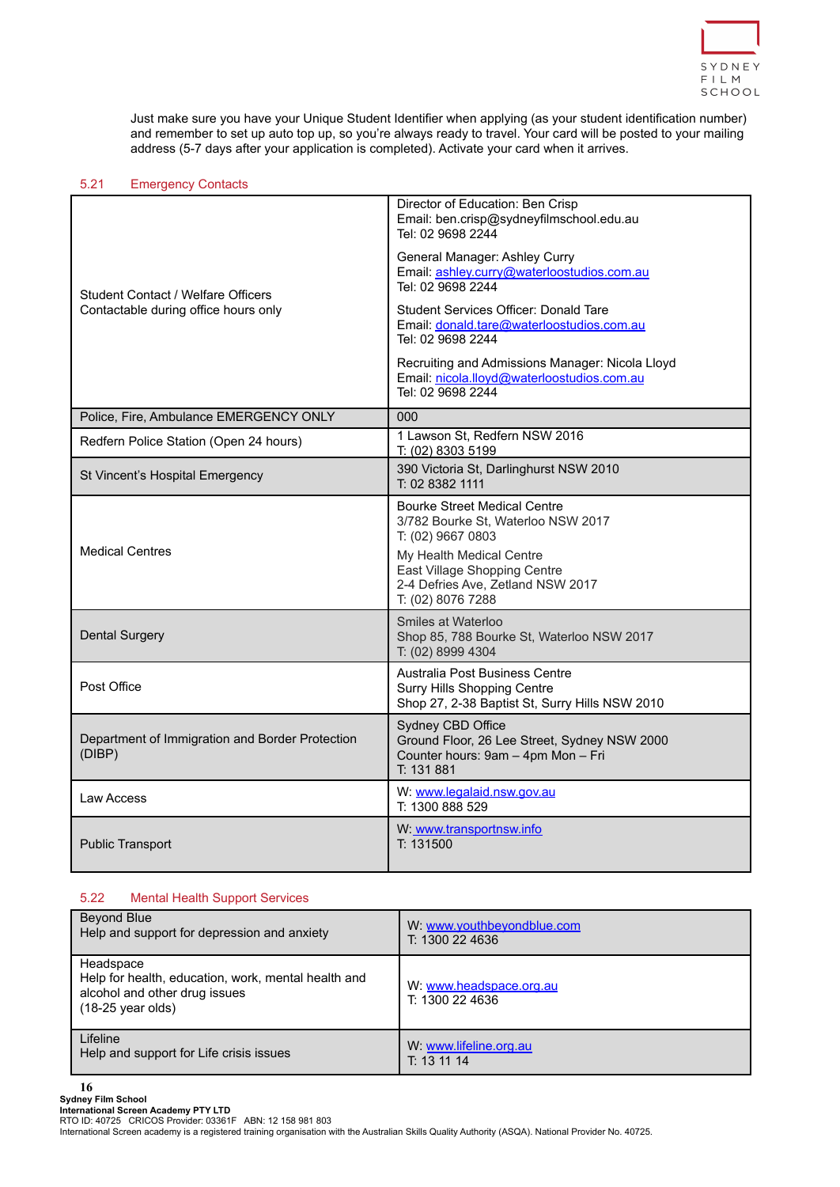Just make sure you have your Unique Student Identifier when applying (as your student identification number) and remember to set up auto top up, so you're always ready to travel. Your card will be posted to your mailing address (5-7 days after your application is completed). Activate your card when it arrives.

## 5.21 Emergency Contacts

| | |
|---|---|
| Student Contact / Welfare Officers<br>Contactable during office hours only | Director of Education: Ben Crisp<br>Email: ben.crisp@sydneyfilmschool.edu.au<br>Tel: 02 9698 2244<br><br>General Manager: Ashley Curry<br>Email: ashley.curry@waterloostudios.com.au<br>Tel: 02 9698 2244<br><br>Student Services Officer: Donald Tare<br>Email: donald.tare@waterloostudios.com.au<br>Tel: 02 9698 2244<br><br>Recruiting and Admissions Manager: Nicola Lloyd<br>Email: nicola.lloyd@waterloostudios.com.au<br>Tel: 02 9698 2244 |
| Police, Fire, Ambulance EMERGENCY ONLY | 000 |
| Redfern Police Station (Open 24 hours) | 1 Lawson St, Redfern NSW 2016<br>T: (02) 8303 5199 |
| St Vincent's Hospital Emergency | 390 Victoria St, Darlinghurst NSW 2010<br>T: 02 8382 1111 |
| Medical Centres | Bourke Street Medical Centre<br>3/782 Bourke St, Waterloo NSW 2017<br>T: (02) 9667 0803<br><br>My Health Medical Centre<br>East Village Shopping Centre<br>2-4 Defries Ave, Zetland NSW 2017<br>T: (02) 8076 7288 |
| Dental Surgery | Smiles at Waterloo<br>Shop 85, 788 Bourke St, Waterloo NSW 2017<br>T: (02) 8999 4304 |
| Post Office | Australia Post Business Centre<br>Surry Hills Shopping Centre<br>Shop 27, 2-38 Baptist St, Surry Hills NSW 2010 |
| Department of Immigration and Border Protection (DIBP) | Sydney CBD Office<br>Ground Floor, 26 Lee Street, Sydney NSW 2000<br>Counter hours: 9am – 4pm Mon – Fri<br>T: 131 881 |
| Law Access | W: www.legalaid.nsw.gov.au<br>T: 1300 888 529 |
| Public Transport | W: www.transportnsw.info<br>T: 131500 |

## 5.22 Mental Health Support Services

| | |
|---|---|
| Beyond Blue<br>Help and support for depression and anxiety | W: www.youthbeyondblue.com<br>T: 1300 22 4636 |
| Headspace<br>Help for health, education, work, mental health and alcohol and other drug issues<br>(18-25 year olds) | W: www.headspace.org.au<br>T: 1300 22 4636 |
| Lifeline<br>Help and support for Life crisis issues | W: www.lifeline.org.au<br>T: 13 11 14 |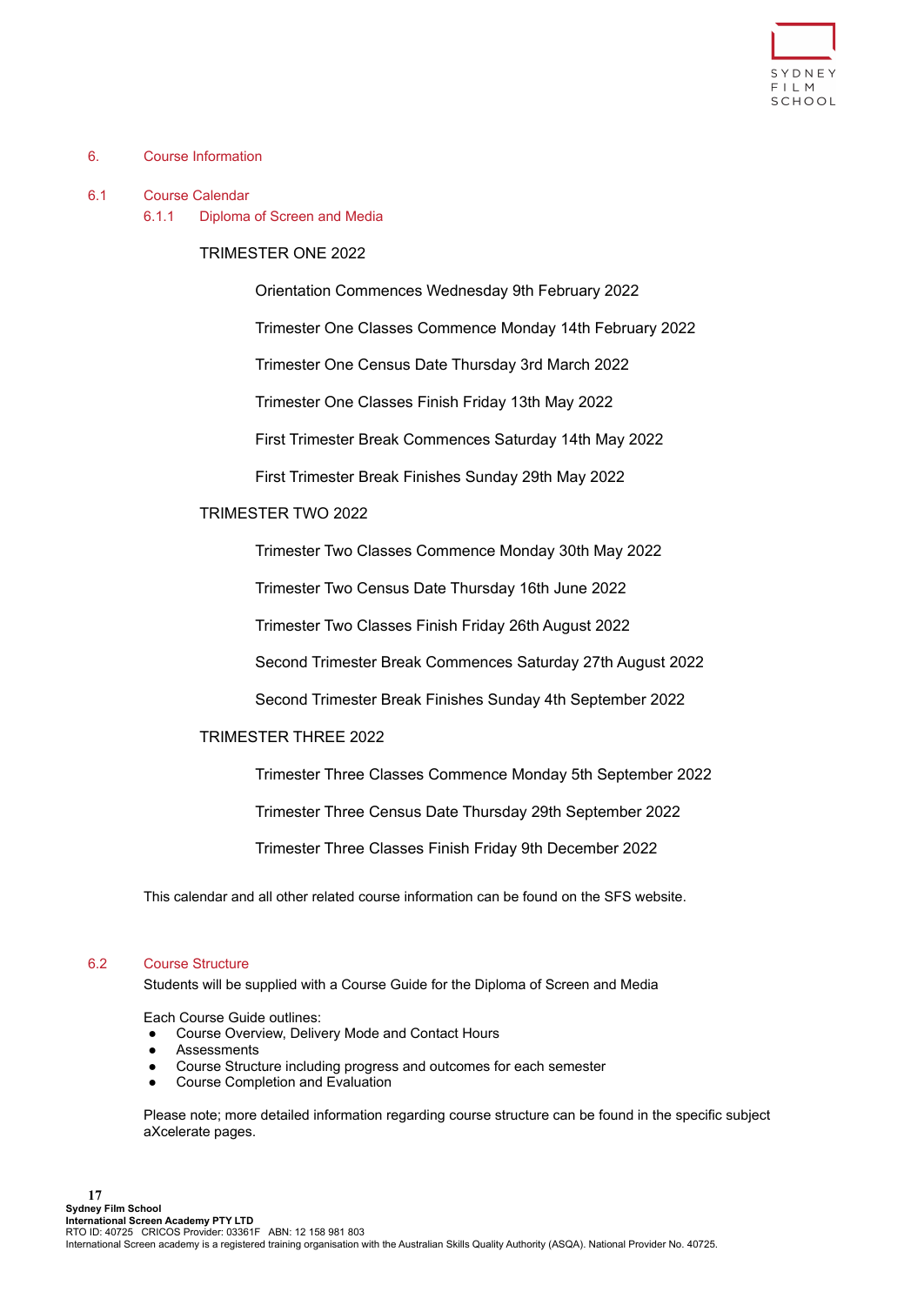# 6. Course Information

## 6.1 Course Calendar

### 6.1.1 Diploma of Screen and Media

TRIMESTER ONE 2022

Orientation Commences Wednesday 9th February 2022

Trimester One Classes Commence Monday 14th February 2022

Trimester One Census Date Thursday 3rd March 2022

Trimester One Classes Finish Friday 13th May 2022

First Trimester Break Commences Saturday 14th May 2022

First Trimester Break Finishes Sunday 29th May 2022

TRIMESTER TWO 2022

Trimester Two Classes Commence Monday 30th May 2022

Trimester Two Census Date Thursday 16th June 2022

Trimester Two Classes Finish Friday 26th August 2022

Second Trimester Break Commences Saturday 27th August 2022

Second Trimester Break Finishes Sunday 4th September 2022

TRIMESTER THREE 2022

Trimester Three Classes Commence Monday 5th September 2022

Trimester Three Census Date Thursday 29th September 2022

Trimester Three Classes Finish Friday 9th December 2022

This calendar and all other related course information can be found on the SFS website.

## 6.2 Course Structure

Students will be supplied with a Course Guide for the Diploma of Screen and Media

Each Course Guide outlines:

- Course Overview, Delivery Mode and Contact Hours
- Assessments
- Course Structure including progress and outcomes for each semester
- Course Completion and Evaluation

Please note; more detailed information regarding course structure can be found in the specific subject aXcelerate pages.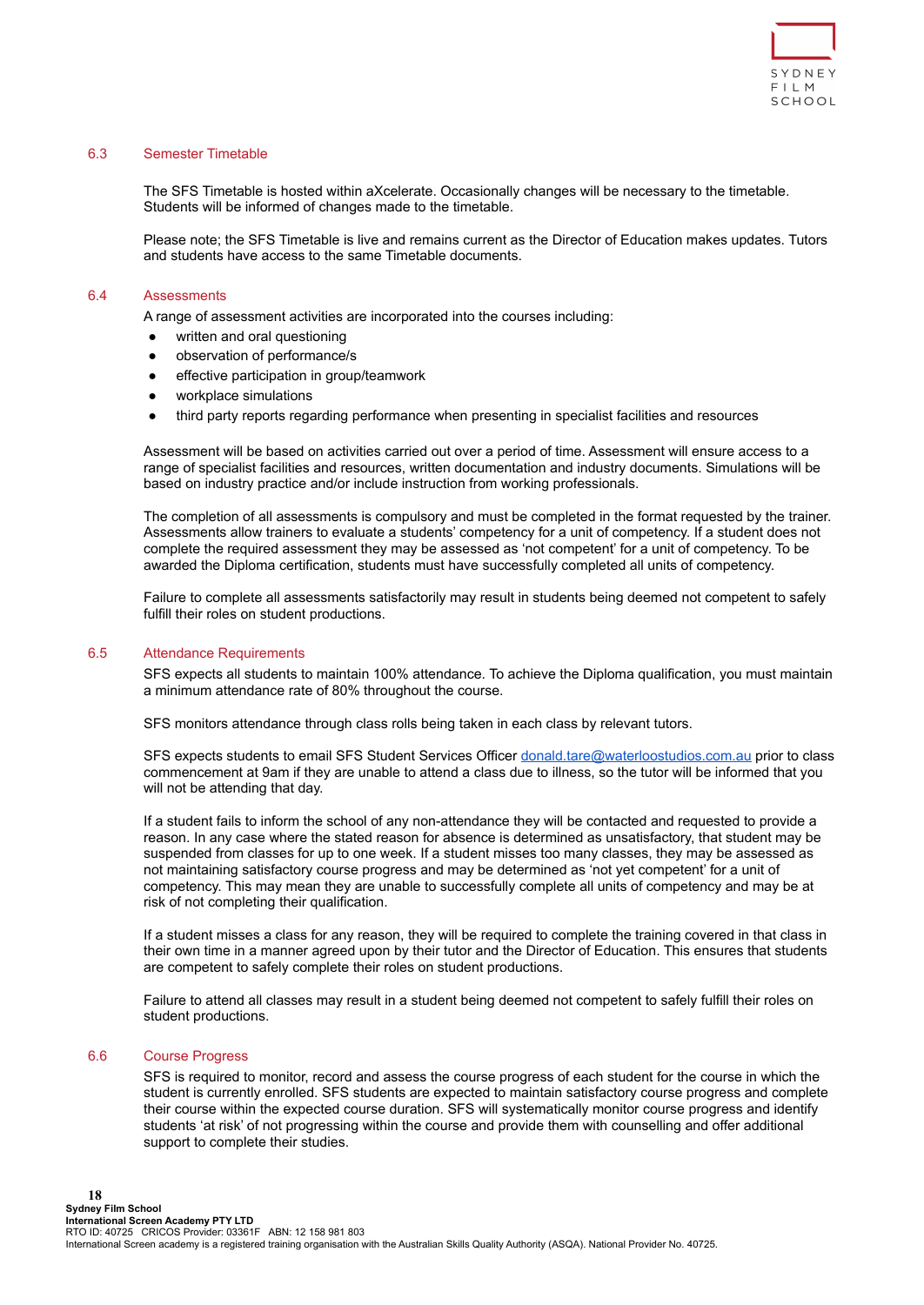### 6.3 Semester Timetable

The SFS Timetable is hosted within aXcelerate. Occasionally changes will be necessary to the timetable. Students will be informed of changes made to the timetable.

Please note; the SFS Timetable is live and remains current as the Director of Education makes updates. Tutors and students have access to the same Timetable documents.

### 6.4 Assessments

A range of assessment activities are incorporated into the courses including:

- written and oral questioning
- observation of performance/s
- effective participation in group/teamwork
- workplace simulations
- third party reports regarding performance when presenting in specialist facilities and resources

Assessment will be based on activities carried out over a period of time. Assessment will ensure access to a range of specialist facilities and resources, written documentation and industry documents. Simulations will be based on industry practice and/or include instruction from working professionals.

The completion of all assessments is compulsory and must be completed in the format requested by the trainer. Assessments allow trainers to evaluate a students' competency for a unit of competency. If a student does not complete the required assessment they may be assessed as 'not competent' for a unit of competency. To be awarded the Diploma certification, students must have successfully completed all units of competency.

Failure to complete all assessments satisfactorily may result in students being deemed not competent to safely fulfill their roles on student productions.

### 6.5 Attendance Requirements

SFS expects all students to maintain 100% attendance. To achieve the Diploma qualification, you must maintain a minimum attendance rate of 80% throughout the course.

SFS monitors attendance through class rolls being taken in each class by relevant tutors.

SFS expects students to email SFS Student Services Officer donald.tare@waterloostudios.com.au prior to class commencement at 9am if they are unable to attend a class due to illness, so the tutor will be informed that you will not be attending that day.

If a student fails to inform the school of any non-attendance they will be contacted and requested to provide a reason. In any case where the stated reason for absence is determined as unsatisfactory, that student may be suspended from classes for up to one week. If a student misses too many classes, they may be assessed as not maintaining satisfactory course progress and may be determined as 'not yet competent' for a unit of competency. This may mean they are unable to successfully complete all units of competency and may be at risk of not completing their qualification.

If a student misses a class for any reason, they will be required to complete the training covered in that class in their own time in a manner agreed upon by their tutor and the Director of Education. This ensures that students are competent to safely complete their roles on student productions.

Failure to attend all classes may result in a student being deemed not competent to safely fulfill their roles on student productions.

### 6.6 Course Progress

SFS is required to monitor, record and assess the course progress of each student for the course in which the student is currently enrolled. SFS students are expected to maintain satisfactory course progress and complete their course within the expected course duration. SFS will systematically monitor course progress and identify students 'at risk' of not progressing within the course and provide them with counselling and offer additional support to complete their studies.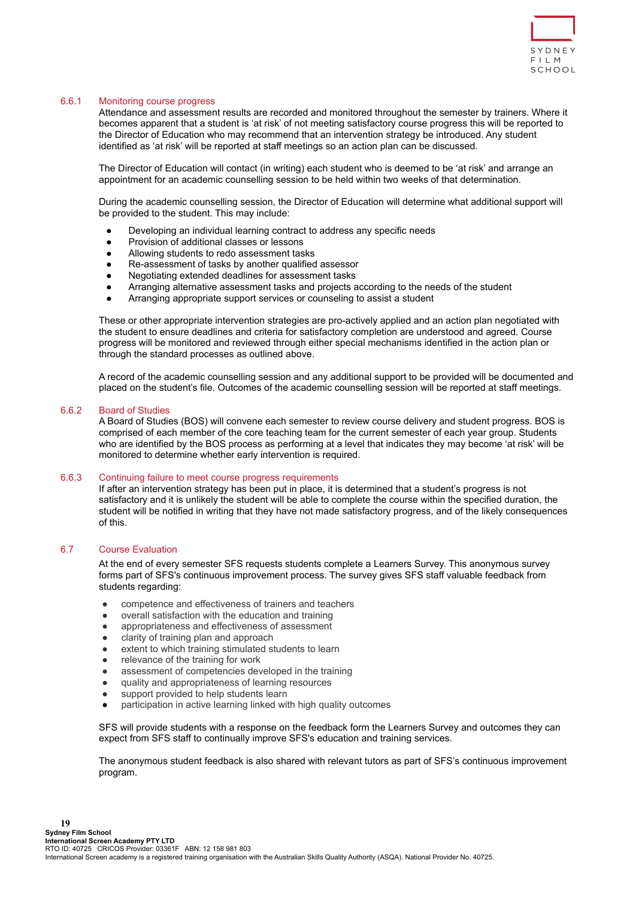### 6.6.1 Monitoring course progress

Attendance and assessment results are recorded and monitored throughout the semester by trainers. Where it becomes apparent that a student is 'at risk' of not meeting satisfactory course progress this will be reported to the Director of Education who may recommend that an intervention strategy be introduced. Any student identified as 'at risk' will be reported at staff meetings so an action plan can be discussed.

The Director of Education will contact (in writing) each student who is deemed to be 'at risk' and arrange an appointment for an academic counselling session to be held within two weeks of that determination.

During the academic counselling session, the Director of Education will determine what additional support will be provided to the student. This may include:

- Developing an individual learning contract to address any specific needs
- Provision of additional classes or lessons
- Allowing students to redo assessment tasks
- Re-assessment of tasks by another qualified assessor
- Negotiating extended deadlines for assessment tasks
- Arranging alternative assessment tasks and projects according to the needs of the student
- Arranging appropriate support services or counseling to assist a student

These or other appropriate intervention strategies are pro-actively applied and an action plan negotiated with the student to ensure deadlines and criteria for satisfactory completion are understood and agreed. Course progress will be monitored and reviewed through either special mechanisms identified in the action plan or through the standard processes as outlined above.

A record of the academic counselling session and any additional support to be provided will be documented and placed on the student's file. Outcomes of the academic counselling session will be reported at staff meetings.

### 6.6.2 Board of Studies

A Board of Studies (BOS) will convene each semester to review course delivery and student progress. BOS is comprised of each member of the core teaching team for the current semester of each year group. Students who are identified by the BOS process as performing at a level that indicates they may become 'at risk' will be monitored to determine whether early intervention is required.

### 6.6.3 Continuing failure to meet course progress requirements

If after an intervention strategy has been put in place, it is determined that a student's progress is not satisfactory and it is unlikely the student will be able to complete the course within the specified duration, the student will be notified in writing that they have not made satisfactory progress, and of the likely consequences of this.

## 6.7 Course Evaluation

At the end of every semester SFS requests students complete a Learners Survey. This anonymous survey forms part of SFS's continuous improvement process. The survey gives SFS staff valuable feedback from students regarding:

- competence and effectiveness of trainers and teachers
- overall satisfaction with the education and training
- appropriateness and effectiveness of assessment
- clarity of training plan and approach
- extent to which training stimulated students to learn
- relevance of the training for work
- assessment of competencies developed in the training
- quality and appropriateness of learning resources
- support provided to help students learn
- participation in active learning linked with high quality outcomes

SFS will provide students with a response on the feedback form the Learners Survey and outcomes they can expect from SFS staff to continually improve SFS's education and training services.

The anonymous student feedback is also shared with relevant tutors as part of SFS's continuous improvement program.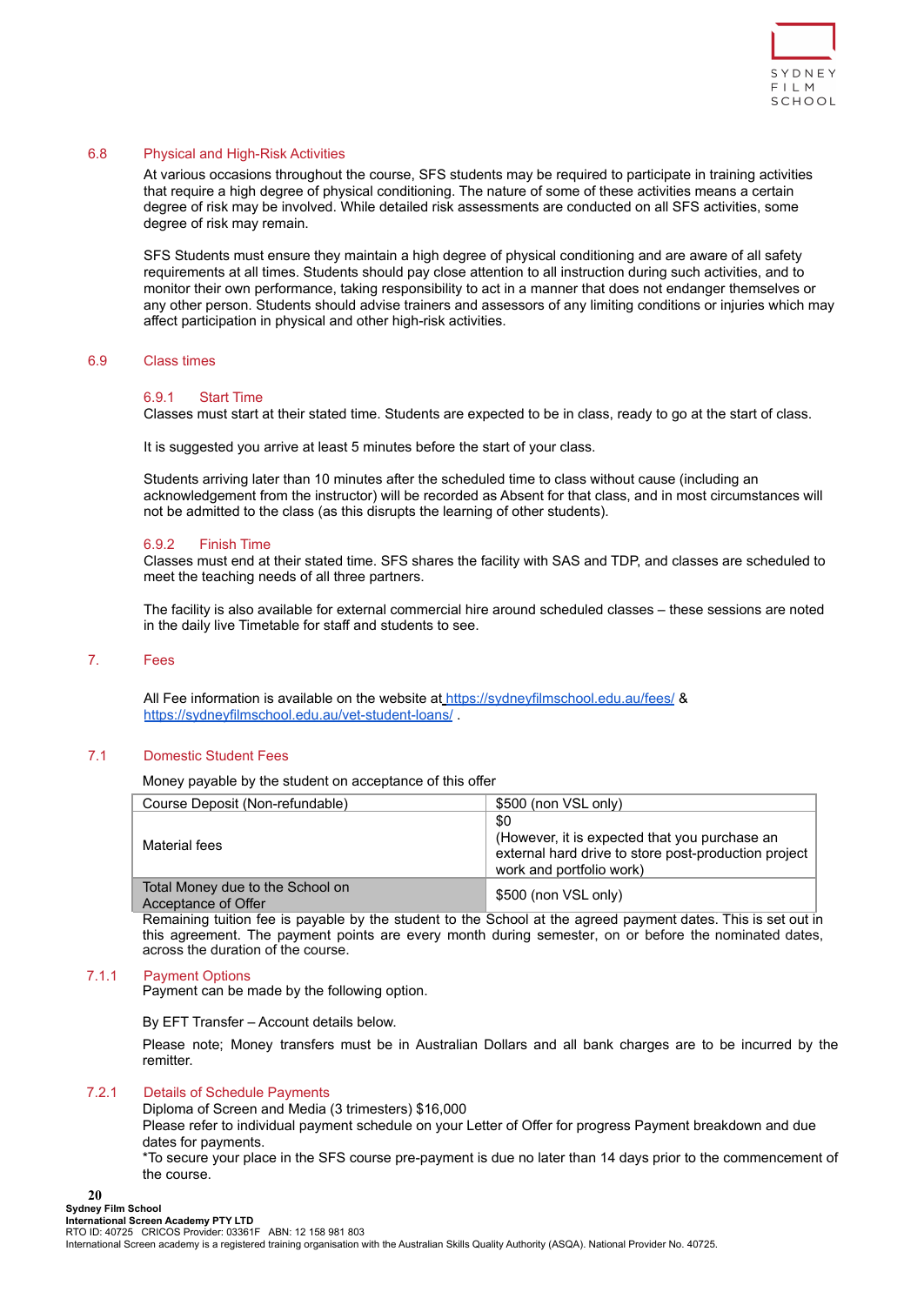## 6.8 Physical and High-Risk Activities

At various occasions throughout the course, SFS students may be required to participate in training activities that require a high degree of physical conditioning. The nature of some of these activities means a certain degree of risk may be involved. While detailed risk assessments are conducted on all SFS activities, some degree of risk may remain.

SFS Students must ensure they maintain a high degree of physical conditioning and are aware of all safety requirements at all times. Students should pay close attention to all instruction during such activities, and to monitor their own performance, taking responsibility to act in a manner that does not endanger themselves or any other person. Students should advise trainers and assessors of any limiting conditions or injuries which may affect participation in physical and other high-risk activities.

## 6.9 Class times

### 6.9.1 Start Time

Classes must start at their stated time. Students are expected to be in class, ready to go at the start of class.

It is suggested you arrive at least 5 minutes before the start of your class.

Students arriving later than 10 minutes after the scheduled time to class without cause (including an acknowledgement from the instructor) will be recorded as Absent for that class, and in most circumstances will not be admitted to the class (as this disrupts the learning of other students).

### 6.9.2 Finish Time

Classes must end at their stated time. SFS shares the facility with SAS and TDP, and classes are scheduled to meet the teaching needs of all three partners.

The facility is also available for external commercial hire around scheduled classes – these sessions are noted in the daily live Timetable for staff and students to see.

# 7. Fees

All Fee information is available on the website at https://sydneyfilmschool.edu.au/fees/ & https://sydneyfilmschool.edu.au/vet-student-loans/ .

## 7.1 Domestic Student Fees

Money payable by the student on acceptance of this offer

| Course Deposit (Non-refundable) | $500 (non VSL only) |
|---|---|
| Material fees | $0<br>(However, it is expected that you purchase an external hard drive to store post-production project work and portfolio work) |
| Total Money due to the School on Acceptance of Offer | $500 (non VSL only) |

Remaining tuition fee is payable by the student to the School at the agreed payment dates. This is set out in this agreement. The payment points are every month during semester, on or before the nominated dates, across the duration of the course.

### 7.1.1 Payment Options

Payment can be made by the following option.

By EFT Transfer – Account details below.

Please note; Money transfers must be in Australian Dollars and all bank charges are to be incurred by the remitter.

### 7.2.1 Details of Schedule Payments

Diploma of Screen and Media (3 trimesters) $16,000

Please refer to individual payment schedule on your Letter of Offer for progress Payment breakdown and due dates for payments.

*To secure your place in the SFS course pre-payment is due no later than 14 days prior to the commencement of the course.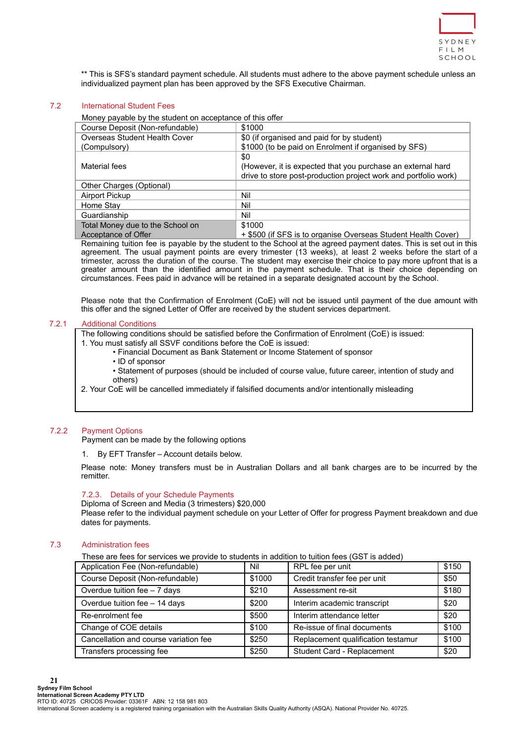** This is SFS's standard payment schedule. All students must adhere to the above payment schedule unless an individualized payment plan has been approved by the SFS Executive Chairman.

## 7.2 International Student Fees

Money payable by the student on acceptance of this offer

| | |
|---|---|
| Course Deposit (Non-refundable) | $1000 |
| Overseas Student Health Cover (Compulsory) | $0 (if organised and paid for by student)<br>$1000 (to be paid on Enrolment if organised by SFS) |
| Material fees | $0<br>(However, it is expected that you purchase an external hard drive to store post-production project work and portfolio work) |
| Other Charges (Optional) | |
| Airport Pickup | Nil |
| Home Stay | Nil |
| Guardianship | Nil |
| Total Money due to the School on Acceptance of Offer | $1000<br>+ $500 (if SFS is to organise Overseas Student Health Cover) |

Remaining tuition fee is payable by the student to the School at the agreed payment dates. This is set out in this agreement. The usual payment points are every trimester (13 weeks), at least 2 weeks before the start of a trimester, across the duration of the course. The student may exercise their choice to pay more upfront that is a greater amount than the identified amount in the payment schedule. That is their choice depending on circumstances. Fees paid in advance will be retained in a separate designated account by the School.

Please note that the Confirmation of Enrolment (CoE) will not be issued until payment of the due amount with this offer and the signed Letter of Offer are received by the student services department.

### 7.2.1 Additional Conditions

The following conditions should be satisfied before the Confirmation of Enrolment (CoE) is issued:

1. You must satisfy all SSVF conditions before the CoE is issued:
   - Financial Document as Bank Statement or Income Statement of sponsor
   - ID of sponsor
   - Statement of purposes (should be included of course value, future career, intention of study and others)
2. Your CoE will be cancelled immediately if falsified documents and/or intentionally misleading

### 7.2.2 Payment Options

Payment can be made by the following options

1. By EFT Transfer – Account details below.

Please note: Money transfers must be in Australian Dollars and all bank charges are to be incurred by the remitter.

#### 7.2.3. Details of your Schedule Payments

Diploma of Screen and Media (3 trimesters) $20,000

Please refer to the individual payment schedule on your Letter of Offer for progress Payment breakdown and due dates for payments.

## 7.3 Administration fees

These are fees for services we provide to students in addition to tuition fees (GST is added)

| | | | |
|---|---|---|---|
| Application Fee (Non-refundable) | Nil | RPL fee per unit | $150 |
| Course Deposit (Non-refundable) | $1000 | Credit transfer fee per unit | $50 |
| Overdue tuition fee – 7 days | $210 | Assessment re-sit | $180 |
| Overdue tuition fee – 14 days | $200 | Interim academic transcript | $20 |
| Re-enrolment fee | $500 | Interim attendance letter | $20 |
| Change of COE details | $100 | Re-issue of final documents | $100 |
| Cancellation and course variation fee | $250 | Replacement qualification testamur | $100 |
| Transfers processing fee | $250 | Student Card - Replacement | $20 |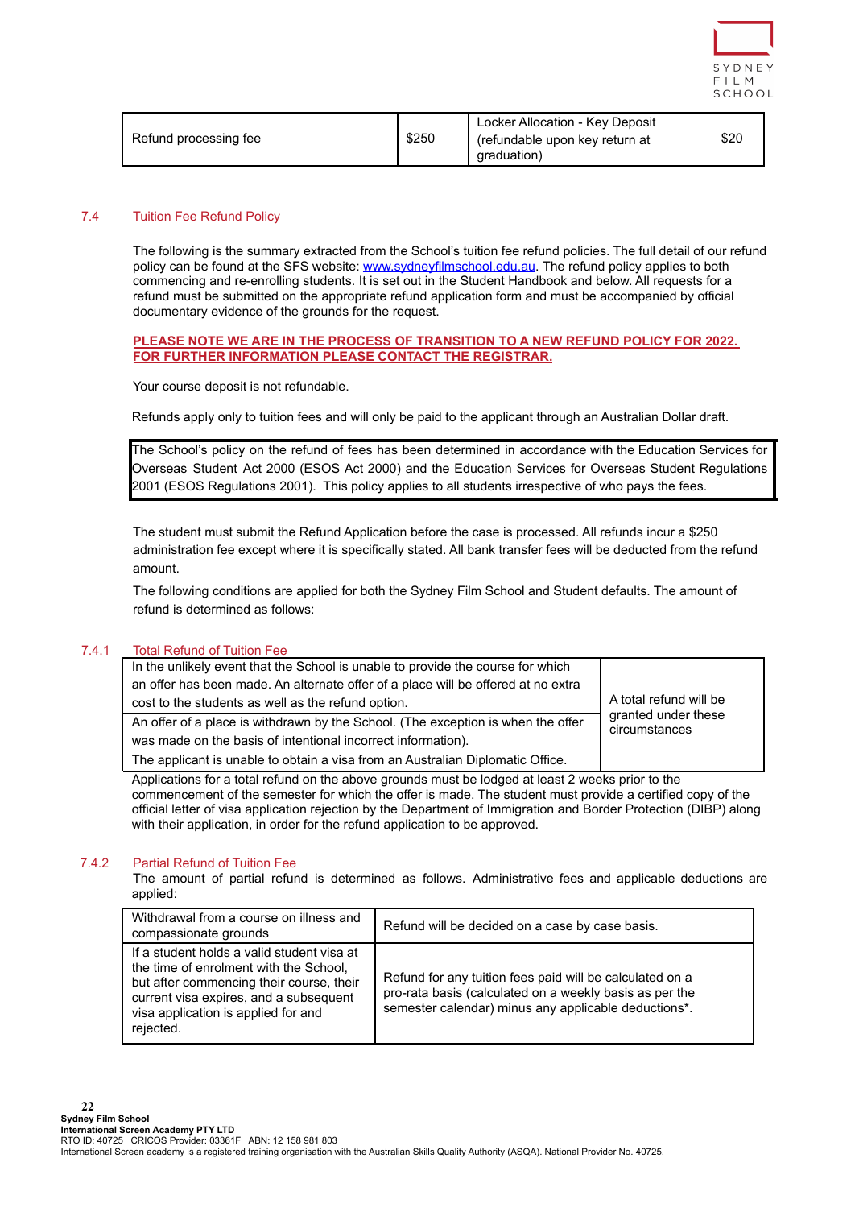| Refund processing fee | $250 | Locker Allocation - Key Deposit (refundable upon key return at graduation) | $20 |
|---|---|---|---|

### 7.4 Tuition Fee Refund Policy

The following is the summary extracted from the School's tuition fee refund policies. The full detail of our refund policy can be found at the SFS website: www.sydneyfilmschool.edu.au. The refund policy applies to both commencing and re-enrolling students. It is set out in the Student Handbook and below. All requests for a refund must be submitted on the appropriate refund application form and must be accompanied by official documentary evidence of the grounds for the request.

**PLEASE NOTE WE ARE IN THE PROCESS OF TRANSITION TO A NEW REFUND POLICY FOR 2022. FOR FURTHER INFORMATION PLEASE CONTACT THE REGISTRAR.**

Your course deposit is not refundable.

Refunds apply only to tuition fees and will only be paid to the applicant through an Australian Dollar draft.

The School's policy on the refund of fees has been determined in accordance with the Education Services for Overseas Student Act 2000 (ESOS Act 2000) and the Education Services for Overseas Student Regulations 2001 (ESOS Regulations 2001). This policy applies to all students irrespective of who pays the fees.

The student must submit the Refund Application before the case is processed. All refunds incur a $250 administration fee except where it is specifically stated. All bank transfer fees will be deducted from the refund amount.

The following conditions are applied for both the Sydney Film School and Student defaults. The amount of refund is determined as follows:

#### 7.4.1 Total Refund of Tuition Fee

| Circumstance | Refund |
|---|---|
| In the unlikely event that the School is unable to provide the course for which an offer has been made. An alternate offer of a place will be offered at no extra cost to the students as well as the refund option. | A total refund will be granted under these circumstances |
| An offer of a place is withdrawn by the School. (The exception is when the offer was made on the basis of intentional incorrect information). | |
| The applicant is unable to obtain a visa from an Australian Diplomatic Office. | |

Applications for a total refund on the above grounds must be lodged at least 2 weeks prior to the commencement of the semester for which the offer is made. The student must provide a certified copy of the official letter of visa application rejection by the Department of Immigration and Border Protection (DIBP) along with their application, in order for the refund application to be approved.

#### 7.4.2 Partial Refund of Tuition Fee

The amount of partial refund is determined as follows. Administrative fees and applicable deductions are applied:

| Circumstance | Refund |
|---|---|
| Withdrawal from a course on illness and compassionate grounds | Refund will be decided on a case by case basis. |
| If a student holds a valid student visa at the time of enrolment with the School, but after commencing their course, their current visa expires, and a subsequent visa application is applied for and rejected. | Refund for any tuition fees paid will be calculated on a pro-rata basis (calculated on a weekly basis as per the semester calendar) minus any applicable deductions*. |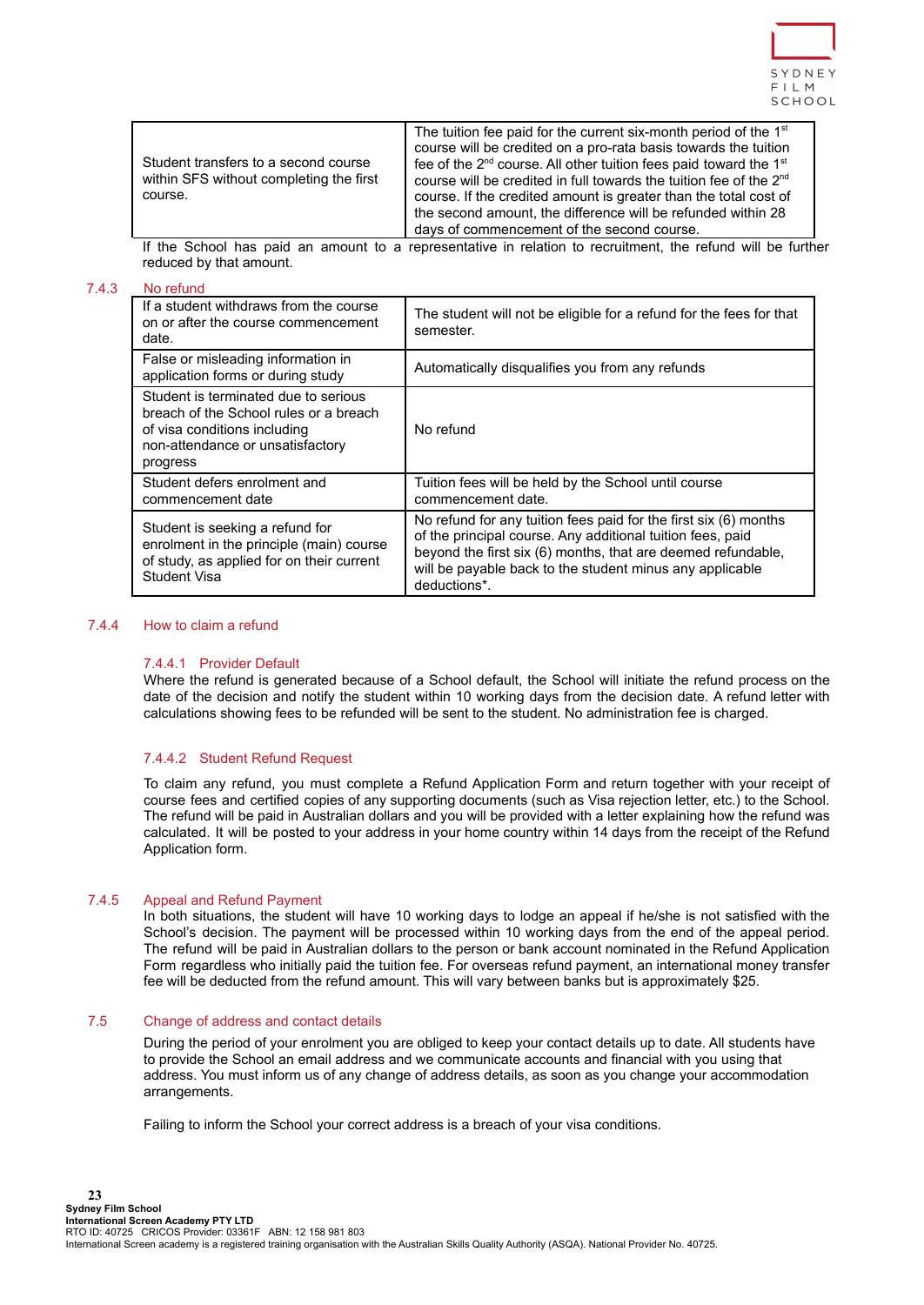| Student transfers to a second course within SFS without completing the first course. | The tuition fee paid for the current six-month period of the 1st course will be credited on a pro-rata basis towards the tuition fee of the 2nd course. All other tuition fees paid toward the 1st course will be credited in full towards the tuition fee of the 2nd course. If the credited amount is greater than the total cost of the second amount, the difference will be refunded within 28 days of commencement of the second course. |
|---|---|

If the School has paid an amount to a representative in relation to recruitment, the refund will be further reduced by that amount.

### 7.4.3 No refund

| If a student withdraws from the course on or after the course commencement date. | The student will not be eligible for a refund for the fees for that semester. |
|---|---|
| False or misleading information in application forms or during study | Automatically disqualifies you from any refunds |
| Student is terminated due to serious breach of the School rules or a breach of visa conditions including non-attendance or unsatisfactory progress | No refund |
| Student defers enrolment and commencement date | Tuition fees will be held by the School until course commencement date. |
| Student is seeking a refund for enrolment in the principle (main) course of study, as applied for on their current Student Visa | No refund for any tuition fees paid for the first six (6) months of the principal course. Any additional tuition fees, paid beyond the first six (6) months, that are deemed refundable, will be payable back to the student minus any applicable deductions*. |

### 7.4.4 How to claim a refund

#### 7.4.4.1 Provider Default

Where the refund is generated because of a School default, the School will initiate the refund process on the date of the decision and notify the student within 10 working days from the decision date. A refund letter with calculations showing fees to be refunded will be sent to the student. No administration fee is charged.

#### 7.4.4.2 Student Refund Request

To claim any refund, you must complete a Refund Application Form and return together with your receipt of course fees and certified copies of any supporting documents (such as Visa rejection letter, etc.) to the School. The refund will be paid in Australian dollars and you will be provided with a letter explaining how the refund was calculated. It will be posted to your address in your home country within 14 days from the receipt of the Refund Application form.

### 7.4.5 Appeal and Refund Payment

In both situations, the student will have 10 working days to lodge an appeal if he/she is not satisfied with the School's decision. The payment will be processed within 10 working days from the end of the appeal period. The refund will be paid in Australian dollars to the person or bank account nominated in the Refund Application Form regardless who initially paid the tuition fee. For overseas refund payment, an international money transfer fee will be deducted from the refund amount. This will vary between banks but is approximately $25.

## 7.5 Change of address and contact details

During the period of your enrolment you are obliged to keep your contact details up to date. All students have to provide the School an email address and we communicate accounts and financial with you using that address. You must inform us of any change of address details, as soon as you change your accommodation arrangements.

Failing to inform the School your correct address is a breach of your visa conditions.

**Sydney Film School**
**International Screen Academy PTY LTD**
RTO ID: 40725 CRICOS Provider: 03361F ABN: 12 158 981 803
International Screen academy is a registered training organisation with the Australian Skills Quality Authority (ASQA). National Provider No. 40725.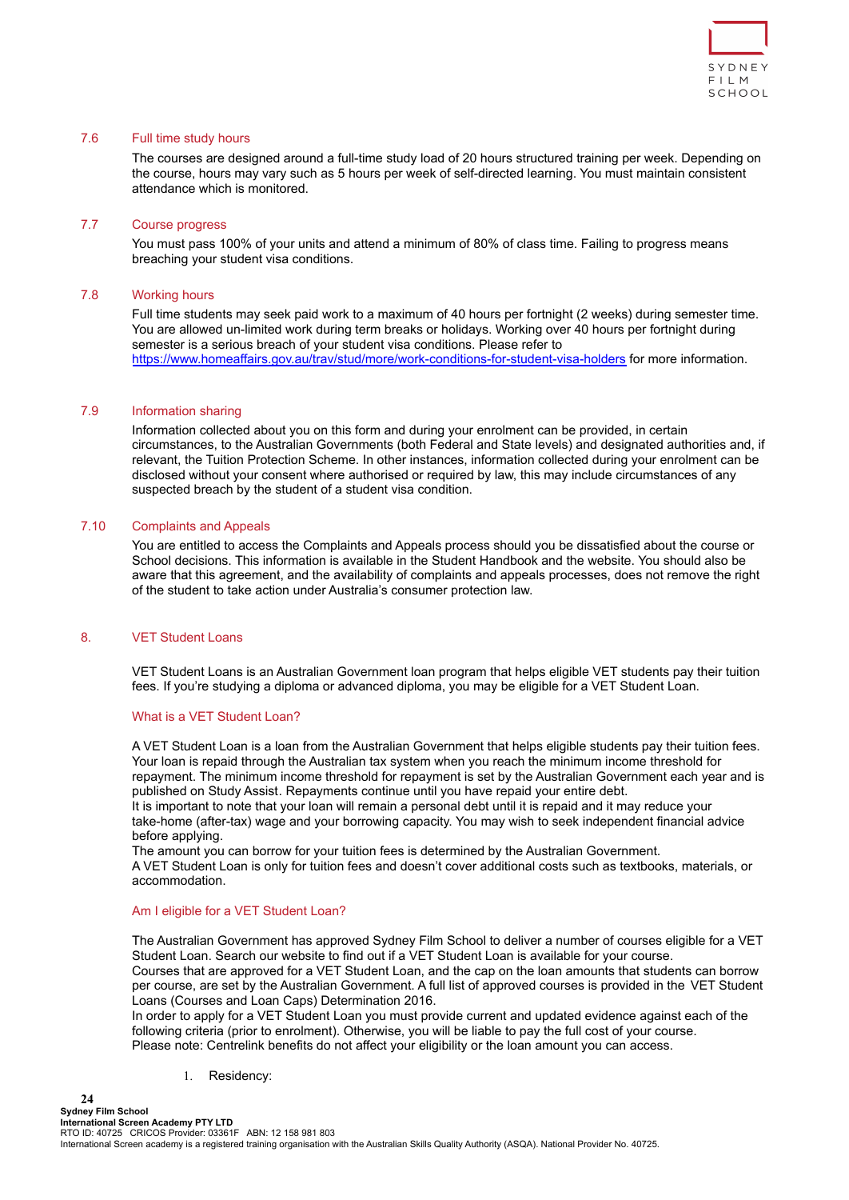### 7.6 Full time study hours

The courses are designed around a full-time study load of 20 hours structured training per week. Depending on the course, hours may vary such as 5 hours per week of self-directed learning. You must maintain consistent attendance which is monitored.

### 7.7 Course progress

You must pass 100% of your units and attend a minimum of 80% of class time. Failing to progress means breaching your student visa conditions.

### 7.8 Working hours

Full time students may seek paid work to a maximum of 40 hours per fortnight (2 weeks) during semester time. You are allowed un-limited work during term breaks or holidays. Working over 40 hours per fortnight during semester is a serious breach of your student visa conditions. Please refer to https://www.homeaffairs.gov.au/trav/stud/more/work-conditions-for-student-visa-holders for more information.

### 7.9 Information sharing

Information collected about you on this form and during your enrolment can be provided, in certain circumstances, to the Australian Governments (both Federal and State levels) and designated authorities and, if relevant, the Tuition Protection Scheme. In other instances, information collected during your enrolment can be disclosed without your consent where authorised or required by law, this may include circumstances of any suspected breach by the student of a student visa condition.

### 7.10 Complaints and Appeals

You are entitled to access the Complaints and Appeals process should you be dissatisfied about the course or School decisions. This information is available in the Student Handbook and the website. You should also be aware that this agreement, and the availability of complaints and appeals processes, does not remove the right of the student to take action under Australia's consumer protection law.

## 8. VET Student Loans

VET Student Loans is an Australian Government loan program that helps eligible VET students pay their tuition fees. If you're studying a diploma or advanced diploma, you may be eligible for a VET Student Loan.

### What is a VET Student Loan?

A VET Student Loan is a loan from the Australian Government that helps eligible students pay their tuition fees. Your loan is repaid through the Australian tax system when you reach the minimum income threshold for repayment. The minimum income threshold for repayment is set by the Australian Government each year and is published on Study Assist. Repayments continue until you have repaid your entire debt.
It is important to note that your loan will remain a personal debt until it is repaid and it may reduce your take-home (after-tax) wage and your borrowing capacity. You may wish to seek independent financial advice before applying.
The amount you can borrow for your tuition fees is determined by the Australian Government.
A VET Student Loan is only for tuition fees and doesn't cover additional costs such as textbooks, materials, or accommodation.

### Am I eligible for a VET Student Loan?

The Australian Government has approved Sydney Film School to deliver a number of courses eligible for a VET Student Loan. Search our website to find out if a VET Student Loan is available for your course.
Courses that are approved for a VET Student Loan, and the cap on the loan amounts that students can borrow per course, are set by the Australian Government. A full list of approved courses is provided in the VET Student Loans (Courses and Loan Caps) Determination 2016.
In order to apply for a VET Student Loan you must provide current and updated evidence against each of the following criteria (prior to enrolment). Otherwise, you will be liable to pay the full cost of your course.
Please note: Centrelink benefits do not affect your eligibility or the loan amount you can access.

1. Residency: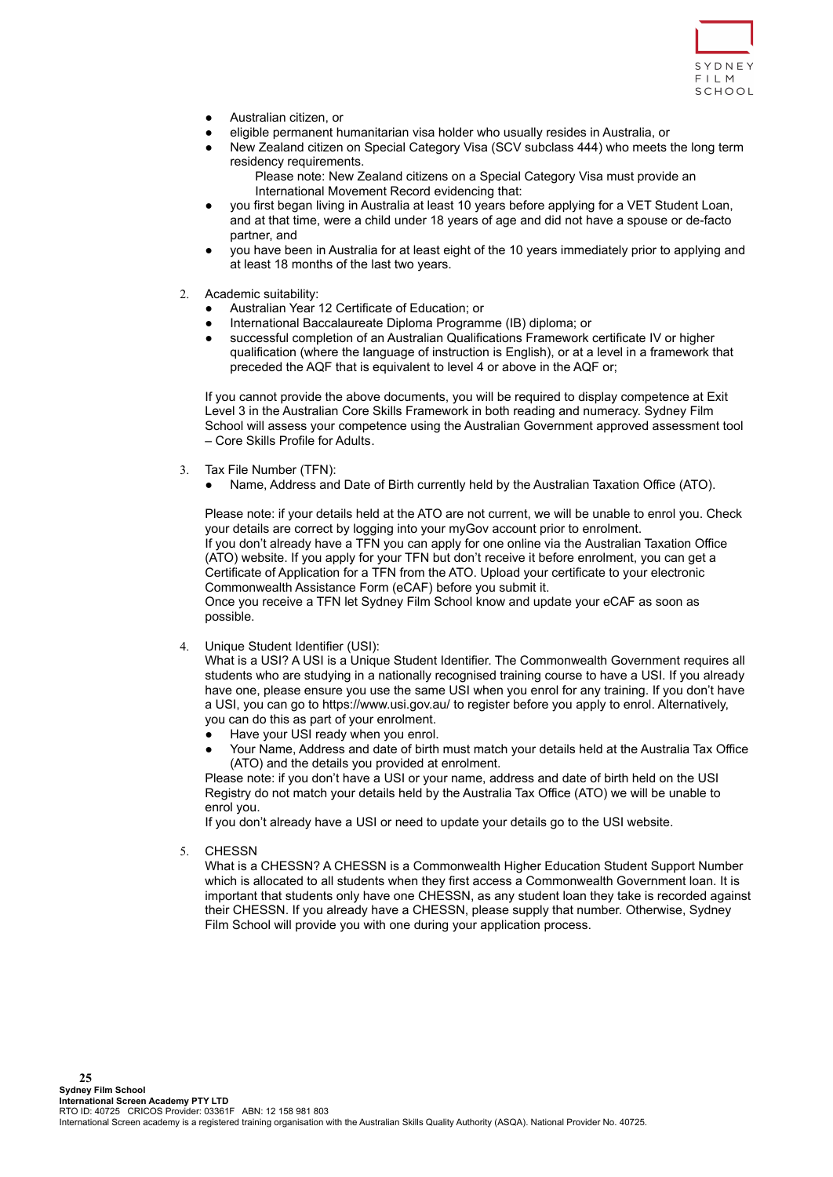- Australian citizen, or
- eligible permanent humanitarian visa holder who usually resides in Australia, or
- New Zealand citizen on Special Category Visa (SCV subclass 444) who meets the long term residency requirements.

  Please note: New Zealand citizens on a Special Category Visa must provide an International Movement Record evidencing that:
- you first began living in Australia at least 10 years before applying for a VET Student Loan, and at that time, were a child under 18 years of age and did not have a spouse or de-facto partner, and
- you have been in Australia for at least eight of the 10 years immediately prior to applying and at least 18 months of the last two years.

2. Academic suitability:
   - Australian Year 12 Certificate of Education; or
   - International Baccalaureate Diploma Programme (IB) diploma; or
   - successful completion of an Australian Qualifications Framework certificate IV or higher qualification (where the language of instruction is English), or at a level in a framework that preceded the AQF that is equivalent to level 4 or above in the AQF or;

   If you cannot provide the above documents, you will be required to display competence at Exit Level 3 in the Australian Core Skills Framework in both reading and numeracy. Sydney Film School will assess your competence using the Australian Government approved assessment tool – Core Skills Profile for Adults.

3. Tax File Number (TFN):
   - Name, Address and Date of Birth currently held by the Australian Taxation Office (ATO).

   Please note: if your details held at the ATO are not current, we will be unable to enrol you. Check your details are correct by logging into your myGov account prior to enrolment.
   If you don't already have a TFN you can apply for one online via the Australian Taxation Office (ATO) website. If you apply for your TFN but don't receive it before enrolment, you can get a Certificate of Application for a TFN from the ATO. Upload your certificate to your electronic Commonwealth Assistance Form (eCAF) before you submit it.
   Once you receive a TFN let Sydney Film School know and update your eCAF as soon as possible.

4. Unique Student Identifier (USI):
   What is a USI? A USI is a Unique Student Identifier. The Commonwealth Government requires all students who are studying in a nationally recognised training course to have a USI. If you already have one, please ensure you use the same USI when you enrol for any training. If you don't have a USI, you can go to https://www.usi.gov.au/ to register before you apply to enrol. Alternatively, you can do this as part of your enrolment.
   - Have your USI ready when you enrol.
   - Your Name, Address and date of birth must match your details held at the Australia Tax Office (ATO) and the details you provided at enrolment.

   Please note: if you don't have a USI or your name, address and date of birth held on the USI Registry do not match your details held by the Australia Tax Office (ATO) we will be unable to enrol you.
   If you don't already have a USI or need to update your details go to the USI website.

5. CHESSN
   What is a CHESSN? A CHESSN is a Commonwealth Higher Education Student Support Number which is allocated to all students when they first access a Commonwealth Government loan. It is important that students only have one CHESSN, as any student loan they take is recorded against their CHESSN. If you already have a CHESSN, please supply that number. Otherwise, Sydney Film School will provide you with one during your application process.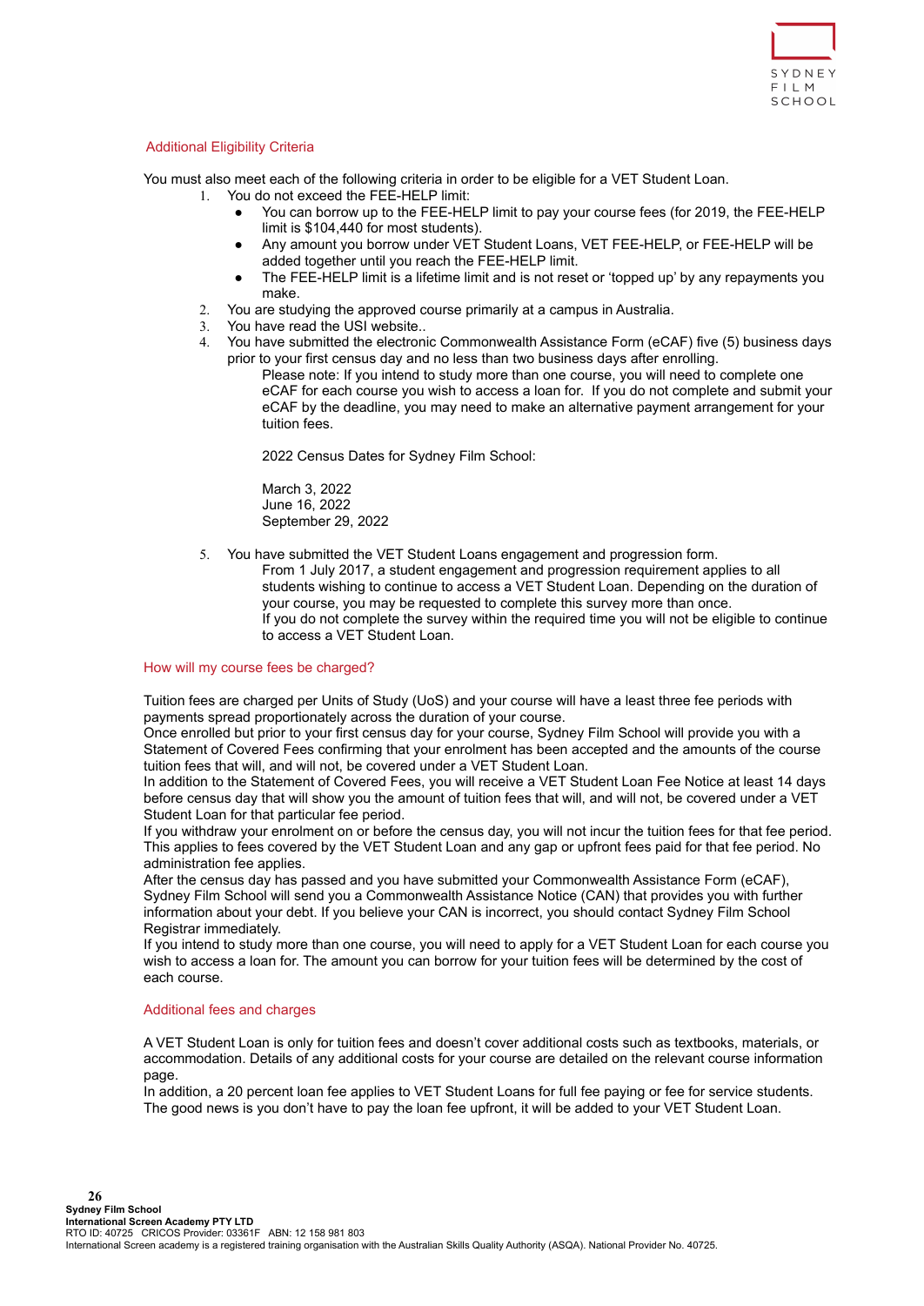## Additional Eligibility Criteria

You must also meet each of the following criteria in order to be eligible for a VET Student Loan.

1. You do not exceed the FEE-HELP limit:
   - You can borrow up to the FEE-HELP limit to pay your course fees (for 2019, the FEE-HELP limit is $104,440 for most students).
   - Any amount you borrow under VET Student Loans, VET FEE-HELP, or FEE-HELP will be added together until you reach the FEE-HELP limit.
   - The FEE-HELP limit is a lifetime limit and is not reset or 'topped up' by any repayments you make.
2. You are studying the approved course primarily at a campus in Australia.
3. You have read the USI website..
4. You have submitted the electronic Commonwealth Assistance Form (eCAF) five (5) business days prior to your first census day and no less than two business days after enrolling.

   Please note: If you intend to study more than one course, you will need to complete one eCAF for each course you wish to access a loan for. If you do not complete and submit your eCAF by the deadline, you may need to make an alternative payment arrangement for your tuition fees.

   2022 Census Dates for Sydney Film School:

   March 3, 2022
   June 16, 2022
   September 29, 2022

5. You have submitted the VET Student Loans engagement and progression form.

   From 1 July 2017, a student engagement and progression requirement applies to all students wishing to continue to access a VET Student Loan. Depending on the duration of your course, you may be requested to complete this survey more than once.
   If you do not complete the survey within the required time you will not be eligible to continue to access a VET Student Loan.

## How will my course fees be charged?

Tuition fees are charged per Units of Study (UoS) and your course will have a least three fee periods with payments spread proportionately across the duration of your course.
Once enrolled but prior to your first census day for your course, Sydney Film School will provide you with a Statement of Covered Fees confirming that your enrolment has been accepted and the amounts of the course tuition fees that will, and will not, be covered under a VET Student Loan.
In addition to the Statement of Covered Fees, you will receive a VET Student Loan Fee Notice at least 14 days before census day that will show you the amount of tuition fees that will, and will not, be covered under a VET Student Loan for that particular fee period.
If you withdraw your enrolment on or before the census day, you will not incur the tuition fees for that fee period. This applies to fees covered by the VET Student Loan and any gap or upfront fees paid for that fee period. No administration fee applies.
After the census day has passed and you have submitted your Commonwealth Assistance Form (eCAF), Sydney Film School will send you a Commonwealth Assistance Notice (CAN) that provides you with further information about your debt. If you believe your CAN is incorrect, you should contact Sydney Film School Registrar immediately.
If you intend to study more than one course, you will need to apply for a VET Student Loan for each course you wish to access a loan for. The amount you can borrow for your tuition fees will be determined by the cost of each course.

## Additional fees and charges

A VET Student Loan is only for tuition fees and doesn't cover additional costs such as textbooks, materials, or accommodation. Details of any additional costs for your course are detailed on the relevant course information page.
In addition, a 20 percent loan fee applies to VET Student Loans for full fee paying or fee for service students. The good news is you don't have to pay the loan fee upfront, it will be added to your VET Student Loan.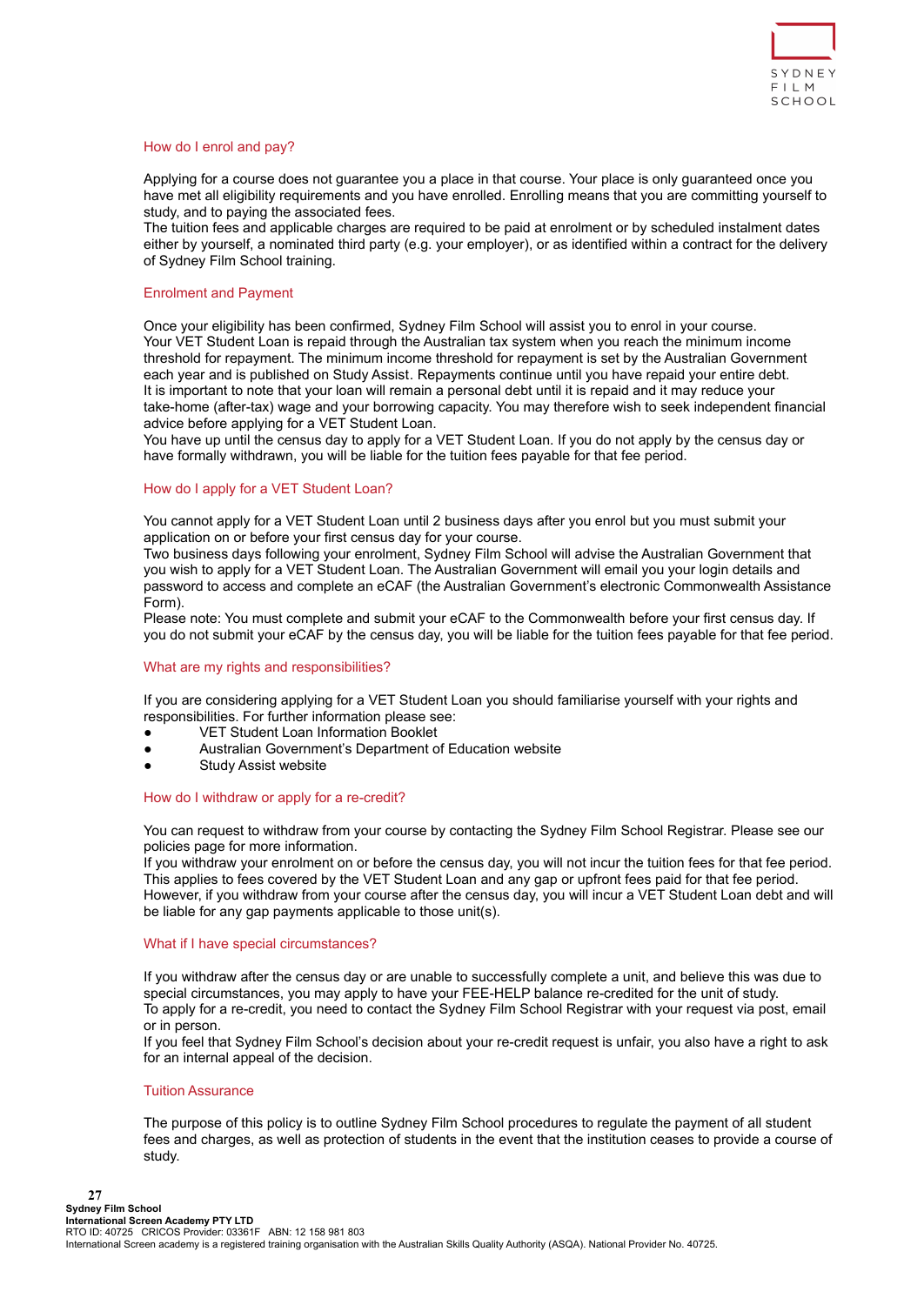## How do I enrol and pay?

Applying for a course does not guarantee you a place in that course. Your place is only guaranteed once you have met all eligibility requirements and you have enrolled. Enrolling means that you are committing yourself to study, and to paying the associated fees.
The tuition fees and applicable charges are required to be paid at enrolment or by scheduled instalment dates either by yourself, a nominated third party (e.g. your employer), or as identified within a contract for the delivery of Sydney Film School training.

## Enrolment and Payment

Once your eligibility has been confirmed, Sydney Film School will assist you to enrol in your course.
Your VET Student Loan is repaid through the Australian tax system when you reach the minimum income threshold for repayment. The minimum income threshold for repayment is set by the Australian Government each year and is published on Study Assist. Repayments continue until you have repaid your entire debt.
It is important to note that your loan will remain a personal debt until it is repaid and it may reduce your take-home (after-tax) wage and your borrowing capacity. You may therefore wish to seek independent financial advice before applying for a VET Student Loan.
You have up until the census day to apply for a VET Student Loan. If you do not apply by the census day or have formally withdrawn, you will be liable for the tuition fees payable for that fee period.

## How do I apply for a VET Student Loan?

You cannot apply for a VET Student Loan until 2 business days after you enrol but you must submit your application on or before your first census day for your course.
Two business days following your enrolment, Sydney Film School will advise the Australian Government that you wish to apply for a VET Student Loan. The Australian Government will email you your login details and password to access and complete an eCAF (the Australian Government's electronic Commonwealth Assistance Form).
Please note: You must complete and submit your eCAF to the Commonwealth before your first census day. If you do not submit your eCAF by the census day, you will be liable for the tuition fees payable for that fee period.

## What are my rights and responsibilities?

If you are considering applying for a VET Student Loan you should familiarise yourself with your rights and responsibilities. For further information please see:

- VET Student Loan Information Booklet
- Australian Government's Department of Education website
- Study Assist website

## How do I withdraw or apply for a re-credit?

You can request to withdraw from your course by contacting the Sydney Film School Registrar. Please see our policies page for more information.
If you withdraw your enrolment on or before the census day, you will not incur the tuition fees for that fee period. This applies to fees covered by the VET Student Loan and any gap or upfront fees paid for that fee period. However, if you withdraw from your course after the census day, you will incur a VET Student Loan debt and will be liable for any gap payments applicable to those unit(s).

## What if I have special circumstances?

If you withdraw after the census day or are unable to successfully complete a unit, and believe this was due to special circumstances, you may apply to have your FEE-HELP balance re-credited for the unit of study.
To apply for a re-credit, you need to contact the Sydney Film School Registrar with your request via post, email or in person.
If you feel that Sydney Film School's decision about your re-credit request is unfair, you also have a right to ask for an internal appeal of the decision.

## Tuition Assurance

The purpose of this policy is to outline Sydney Film School procedures to regulate the payment of all student fees and charges, as well as protection of students in the event that the institution ceases to provide a course of study.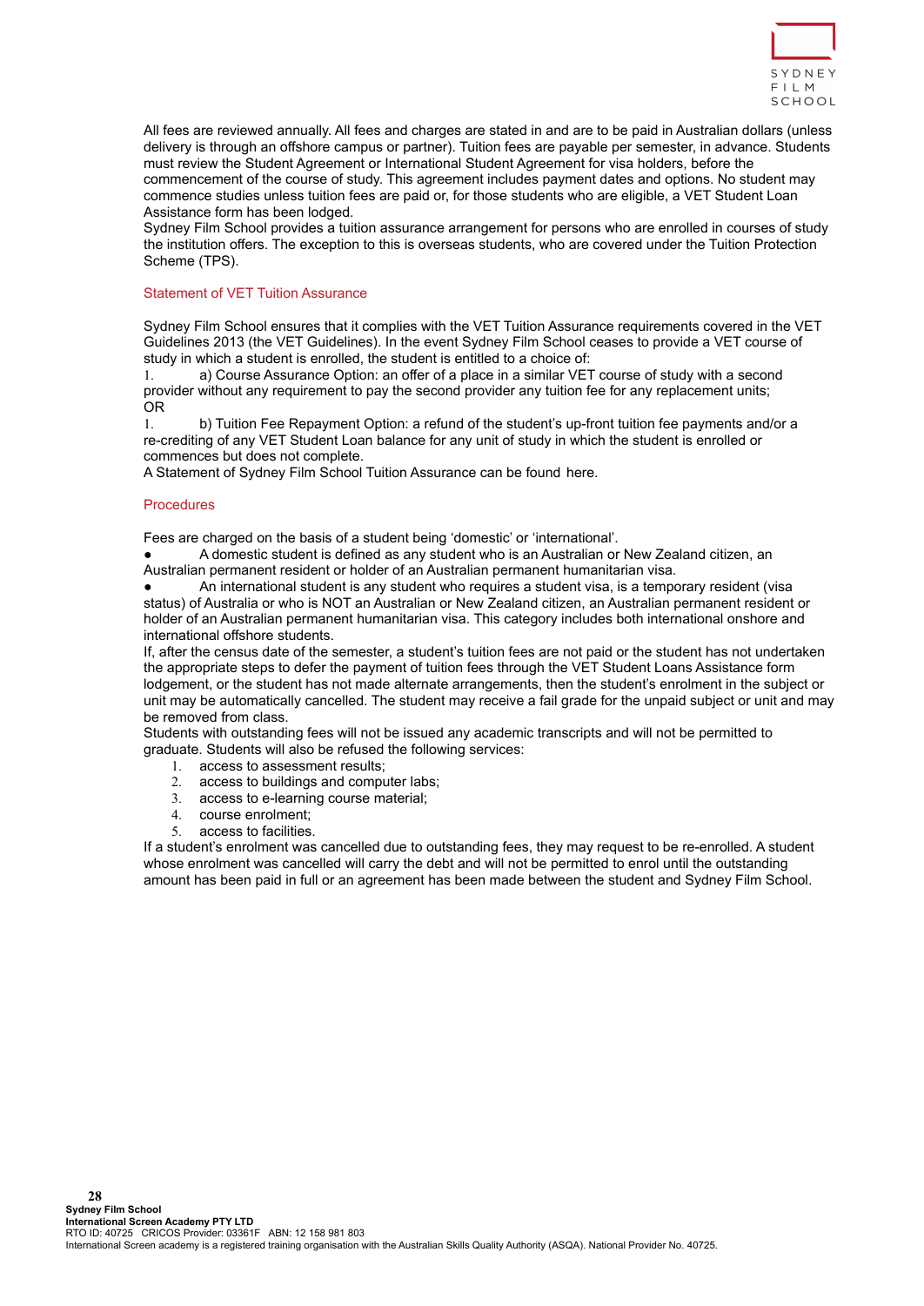All fees are reviewed annually. All fees and charges are stated in and are to be paid in Australian dollars (unless delivery is through an offshore campus or partner). Tuition fees are payable per semester, in advance. Students must review the Student Agreement or International Student Agreement for visa holders, before the commencement of the course of study. This agreement includes payment dates and options. No student may commence studies unless tuition fees are paid or, for those students who are eligible, a VET Student Loan Assistance form has been lodged.

Sydney Film School provides a tuition assurance arrangement for persons who are enrolled in courses of study the institution offers. The exception to this is overseas students, who are covered under the Tuition Protection Scheme (TPS).

## Statement of VET Tuition Assurance

Sydney Film School ensures that it complies with the VET Tuition Assurance requirements covered in the VET Guidelines 2013 (the VET Guidelines). In the event Sydney Film School ceases to provide a VET course of study in which a student is enrolled, the student is entitled to a choice of:

1. a) Course Assurance Option: an offer of a place in a similar VET course of study with a second provider without any requirement to pay the second provider any tuition fee for any replacement units;

OR

1. b) Tuition Fee Repayment Option: a refund of the student's up-front tuition fee payments and/or a re-crediting of any VET Student Loan balance for any unit of study in which the student is enrolled or commences but does not complete.

A Statement of Sydney Film School Tuition Assurance can be found here.

## Procedures

Fees are charged on the basis of a student being 'domestic' or 'international'.

- A domestic student is defined as any student who is an Australian or New Zealand citizen, an Australian permanent resident or holder of an Australian permanent humanitarian visa.
- An international student is any student who requires a student visa, is a temporary resident (visa status) of Australia or who is NOT an Australian or New Zealand citizen, an Australian permanent resident or holder of an Australian permanent humanitarian visa. This category includes both international onshore and international offshore students.

If, after the census date of the semester, a student's tuition fees are not paid or the student has not undertaken the appropriate steps to defer the payment of tuition fees through the VET Student Loans Assistance form lodgement, or the student has not made alternate arrangements, then the student's enrolment in the subject or unit may be automatically cancelled. The student may receive a fail grade for the unpaid subject or unit and may be removed from class.

Students with outstanding fees will not be issued any academic transcripts and will not be permitted to graduate. Students will also be refused the following services:

1. access to assessment results;
2. access to buildings and computer labs;
3. access to e-learning course material;
4. course enrolment;
5. access to facilities.

If a student's enrolment was cancelled due to outstanding fees, they may request to be re-enrolled. A student whose enrolment was cancelled will carry the debt and will not be permitted to enrol until the outstanding amount has been paid in full or an agreement has been made between the student and Sydney Film School.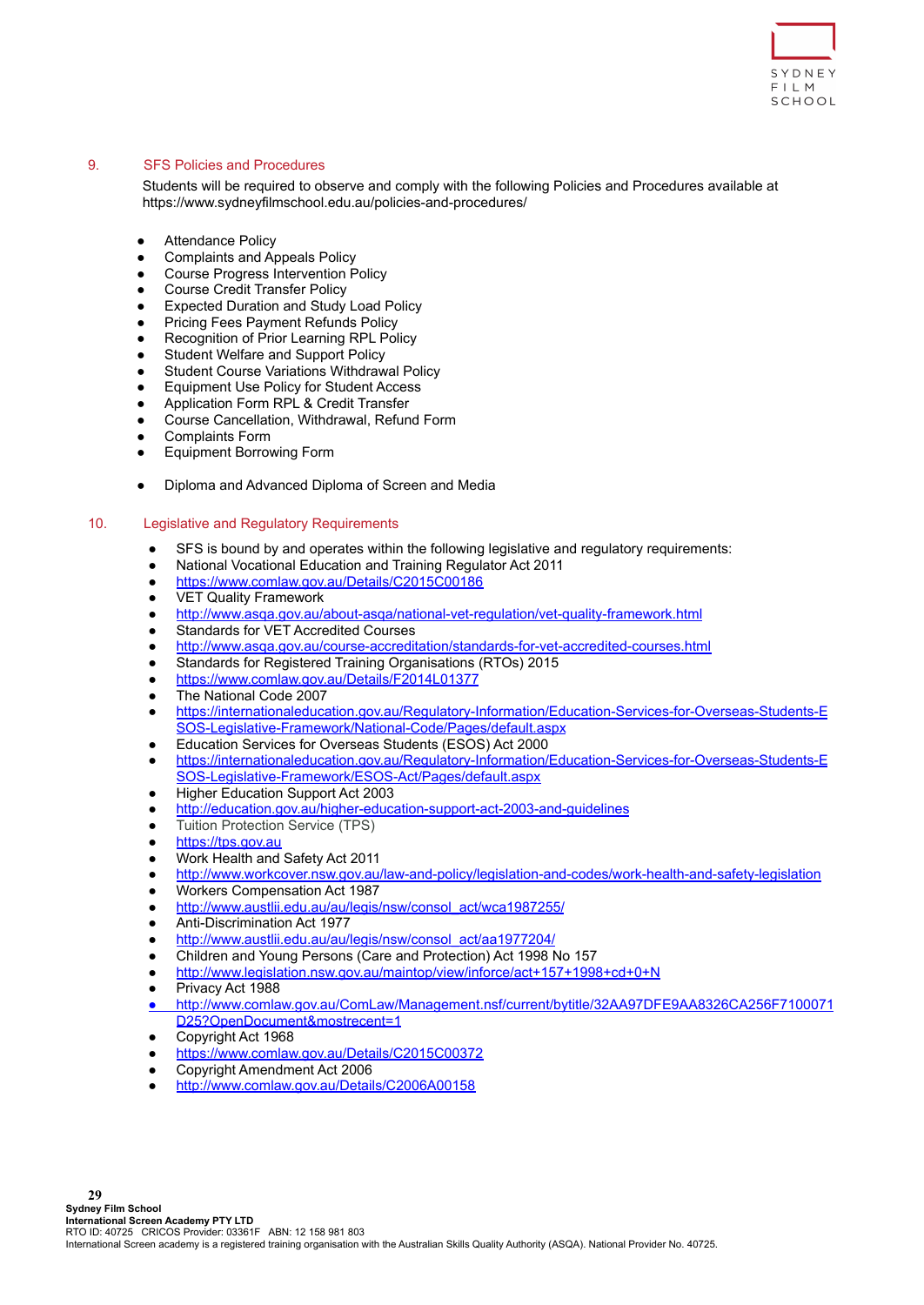## 9. SFS Policies and Procedures

Students will be required to observe and comply with the following Policies and Procedures available at https://www.sydneyfilmschool.edu.au/policies-and-procedures/

- Attendance Policy
- Complaints and Appeals Policy
- Course Progress Intervention Policy
- Course Credit Transfer Policy
- Expected Duration and Study Load Policy
- Pricing Fees Payment Refunds Policy
- Recognition of Prior Learning RPL Policy
- Student Welfare and Support Policy
- Student Course Variations Withdrawal Policy
- Equipment Use Policy for Student Access
- Application Form RPL & Credit Transfer
- Course Cancellation, Withdrawal, Refund Form
- Complaints Form
- Equipment Borrowing Form

- Diploma and Advanced Diploma of Screen and Media

## 10. Legislative and Regulatory Requirements

- SFS is bound by and operates within the following legislative and regulatory requirements:
- National Vocational Education and Training Regulator Act 2011
- https://www.comlaw.gov.au/Details/C2015C00186
- VET Quality Framework
- http://www.asqa.gov.au/about-asqa/national-vet-regulation/vet-quality-framework.html
- Standards for VET Accredited Courses
- http://www.asqa.gov.au/course-accreditation/standards-for-vet-accredited-courses.html
- Standards for Registered Training Organisations (RTOs) 2015
- https://www.comlaw.gov.au/Details/F2014L01377
- The National Code 2007
- https://internationaleducation.gov.au/Regulatory-Information/Education-Services-for-Overseas-Students-ESOS-Legislative-Framework/National-Code/Pages/default.aspx
- Education Services for Overseas Students (ESOS) Act 2000
- https://internationaleducation.gov.au/Regulatory-Information/Education-Services-for-Overseas-Students-ESOS-Legislative-Framework/ESOS-Act/Pages/default.aspx
- Higher Education Support Act 2003
- http://education.gov.au/higher-education-support-act-2003-and-guidelines
- Tuition Protection Service (TPS)
- https://tps.gov.au
- Work Health and Safety Act 2011
- http://www.workcover.nsw.gov.au/law-and-policy/legislation-and-codes/work-health-and-safety-legislation
- Workers Compensation Act 1987
- http://www.austlii.edu.au/au/legis/nsw/consol_act/wca1987255/
- Anti-Discrimination Act 1977
- http://www.austlii.edu.au/au/legis/nsw/consol_act/aa1977204/
- Children and Young Persons (Care and Protection) Act 1998 No 157
- http://www.legislation.nsw.gov.au/maintop/view/inforce/act+157+1998+cd+0+N
- Privacy Act 1988
- http://www.comlaw.gov.au/ComLaw/Management.nsf/current/bytitle/32AA97DFE9AA8326CA256F7100071D25?OpenDocument&mostrecent=1
- Copyright Act 1968
- https://www.comlaw.gov.au/Details/C2015C00372
- Copyright Amendment Act 2006
- http://www.comlaw.gov.au/Details/C2006A00158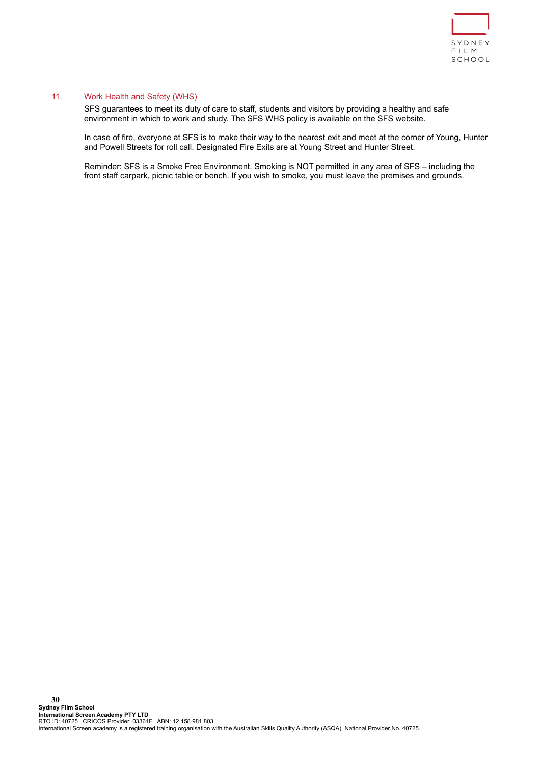## 11. Work Health and Safety (WHS)

SFS guarantees to meet its duty of care to staff, students and visitors by providing a healthy and safe environment in which to work and study. The SFS WHS policy is available on the SFS website.

In case of fire, everyone at SFS is to make their way to the nearest exit and meet at the corner of Young, Hunter and Powell Streets for roll call. Designated Fire Exits are at Young Street and Hunter Street.

Reminder: SFS is a Smoke Free Environment. Smoking is NOT permitted in any area of SFS – including the front staff carpark, picnic table or bench. If you wish to smoke, you must leave the premises and grounds.